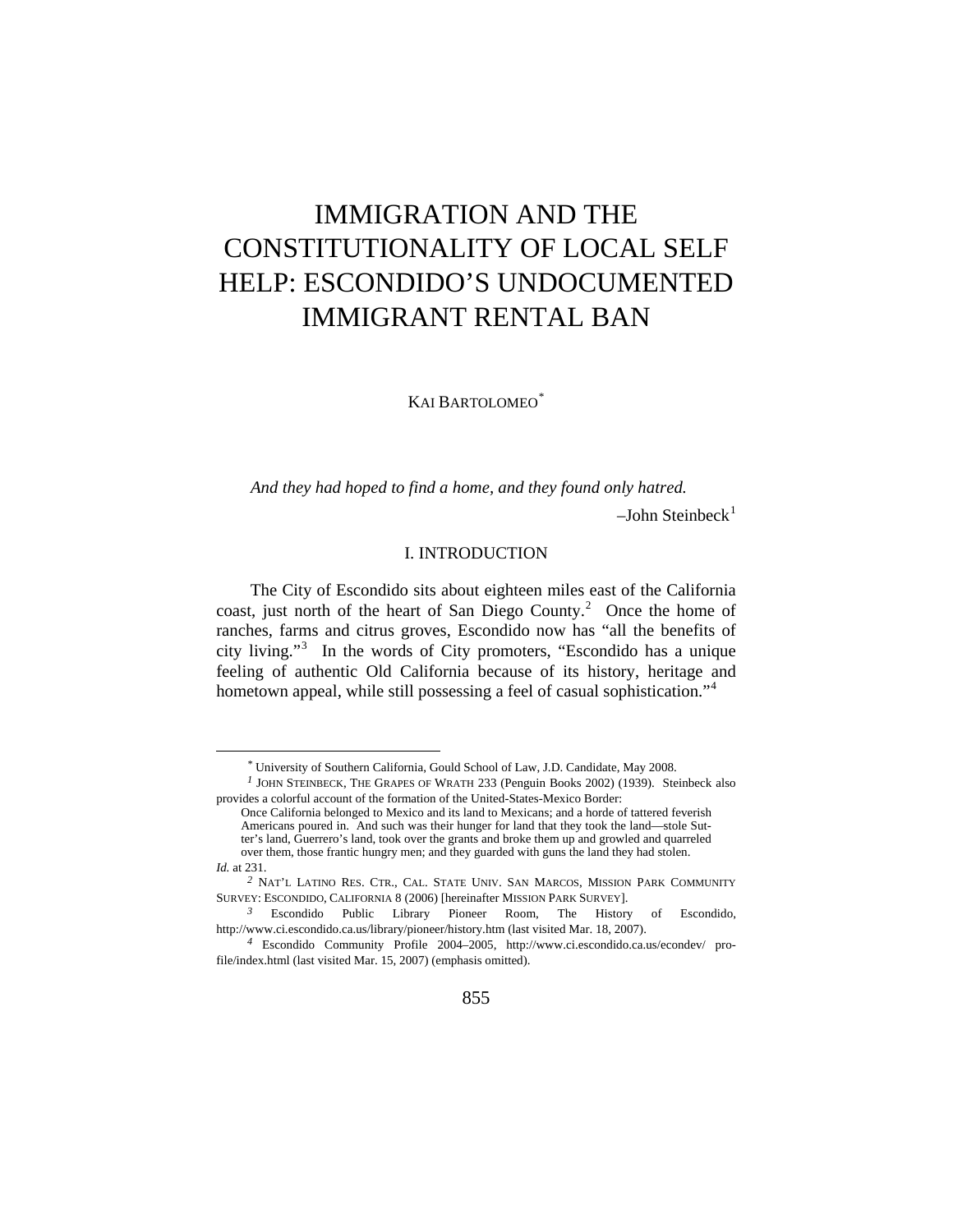# IMMIGRATION AND THE CONSTITUTIONALITY OF LOCAL SELF HELP: ESCONDIDO'S UNDOCUMENTED IMMIGRANT RENTAL BAN

KAI BARTOLOMEO[*]

*And they had hoped to find a home, and they found only hatred.*

–John Steinbeck[1]

## I. INTRODUCTION

The City of Escondido sits about eighteen miles east of the California coast, just north of the heart of San Diego County.[2] Once the home of ranches, farms and citrus groves, Escondido now has "all the benefits of city living."[3] In the words of City promoters, "Escondido has a unique feeling of authentic Old California because of its history, heritage and hometown appeal, while still possessing a feel of casual sophistication."[4]

---

[*] University of Southern California, Gould School of Law, J.D. Candidate, May 2008.

[1] JOHN STEINBECK, THE GRAPES OF WRATH 233 (Penguin Books 2002) (1939). Steinbeck also provides a colorful account of the formation of the United-States-Mexico Border:

> Once California belonged to Mexico and its land to Mexicans; and a horde of tattered feverish Americans poured in. And such was their hunger for land that they took the land—stole Sutter's land, Guerrero's land, took over the grants and broke them up and growled and quarreled over them, those frantic hungry men; and they guarded with guns the land they had stolen.

*Id.* at 231.

[2] NAT'L LATINO RES. CTR., CAL. STATE UNIV. SAN MARCOS, MISSION PARK COMMUNITY SURVEY: ESCONDIDO, CALIFORNIA 8 (2006) [hereinafter MISSION PARK SURVEY].

[3] Escondido Public Library Pioneer Room, The History of Escondido, http://www.ci.escondido.ca.us/library/pioneer/history.htm (last visited Mar. 18, 2007).

[4] Escondido Community Profile 2004–2005, http://www.ci.escondido.ca.us/econdev/profile/index.html (last visited Mar. 15, 2007) (emphasis omitted).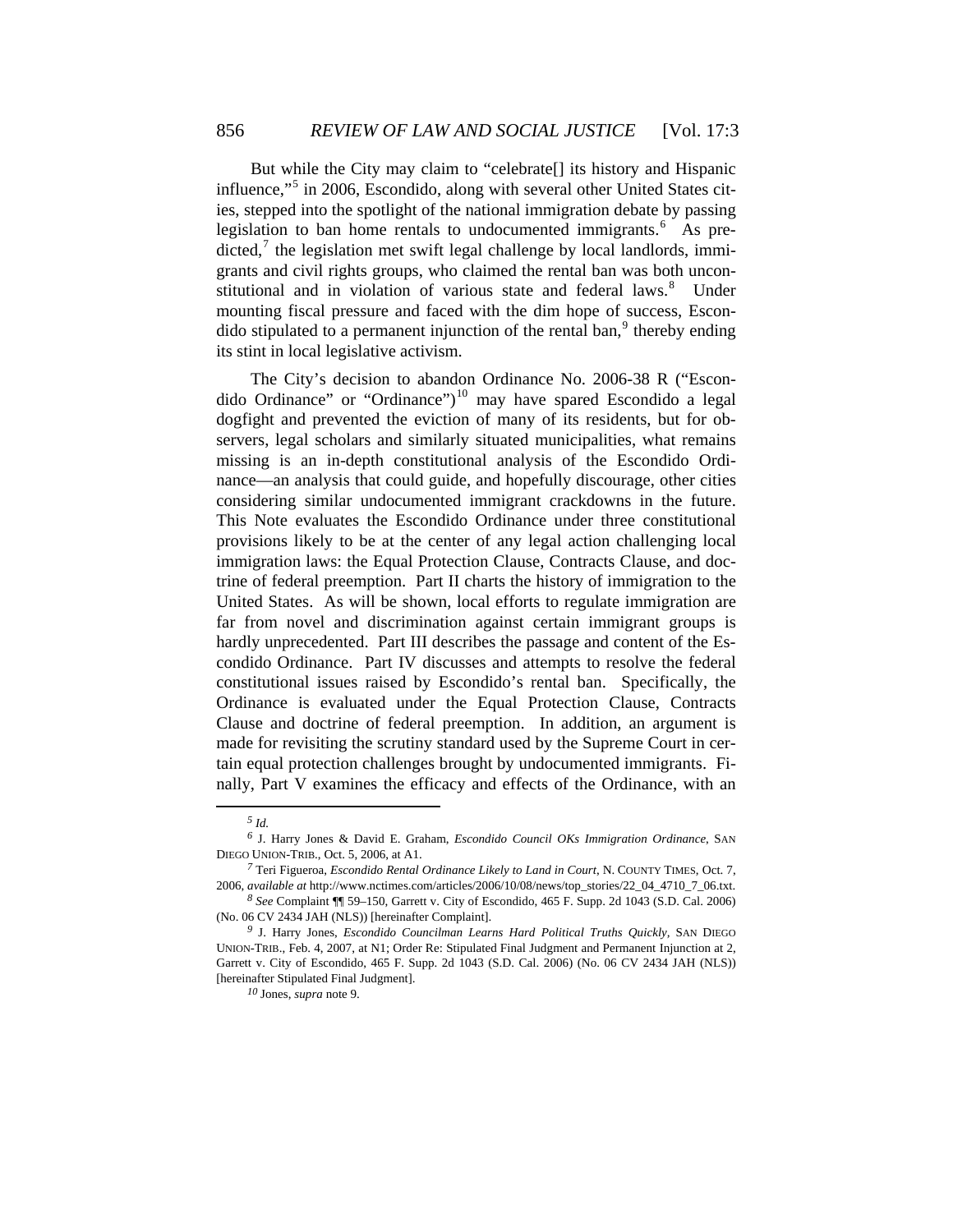But while the City may claim to "celebrate[] its history and Hispanic influence,"[5] in 2006, Escondido, along with several other United States cities, stepped into the spotlight of the national immigration debate by passing legislation to ban home rentals to undocumented immigrants.[6] As predicted,[7] the legislation met swift legal challenge by local landlords, immigrants and civil rights groups, who claimed the rental ban was both unconstitutional and in violation of various state and federal laws.[8] Under mounting fiscal pressure and faced with the dim hope of success, Escondido stipulated to a permanent injunction of the rental ban,[9] thereby ending its stint in local legislative activism.

The City's decision to abandon Ordinance No. 2006-38 R ("Escondido Ordinance" or "Ordinance")[10] may have spared Escondido a legal dogfight and prevented the eviction of many of its residents, but for observers, legal scholars and similarly situated municipalities, what remains missing is an in-depth constitutional analysis of the Escondido Ordinance—an analysis that could guide, and hopefully discourage, other cities considering similar undocumented immigrant crackdowns in the future. This Note evaluates the Escondido Ordinance under three constitutional provisions likely to be at the center of any legal action challenging local immigration laws: the Equal Protection Clause, Contracts Clause, and doctrine of federal preemption. Part II charts the history of immigration to the United States. As will be shown, local efforts to regulate immigration are far from novel and discrimination against certain immigrant groups is hardly unprecedented. Part III describes the passage and content of the Escondido Ordinance. Part IV discusses and attempts to resolve the federal constitutional issues raised by Escondido's rental ban. Specifically, the Ordinance is evaluated under the Equal Protection Clause, Contracts Clause and doctrine of federal preemption. In addition, an argument is made for revisiting the scrutiny standard used by the Supreme Court in certain equal protection challenges brought by undocumented immigrants. Finally, Part V examines the efficacy and effects of the Ordinance, with an

---

[5] *Id.*

[6] J. Harry Jones & David E. Graham, *Escondido Council OKs Immigration Ordinance*, SAN DIEGO UNION-TRIB., Oct. 5, 2006, at A1.

[7] Teri Figueroa, *Escondido Rental Ordinance Likely to Land in Court*, N. COUNTY TIMES, Oct. 7, 2006, *available at* http://www.nctimes.com/articles/2006/10/08/news/top_stories/22_04_4710_7_06.txt.

[8] *See* Complaint ¶¶ 59–150, Garrett v. City of Escondido, 465 F. Supp. 2d 1043 (S.D. Cal. 2006) (No. 06 CV 2434 JAH (NLS)) [hereinafter Complaint].

[9] J. Harry Jones, *Escondido Councilman Learns Hard Political Truths Quickly*, SAN DIEGO UNION-TRIB., Feb. 4, 2007, at N1; Order Re: Stipulated Final Judgment and Permanent Injunction at 2, Garrett v. City of Escondido, 465 F. Supp. 2d 1043 (S.D. Cal. 2006) (No. 06 CV 2434 JAH (NLS)) [hereinafter Stipulated Final Judgment].

[10] Jones, *supra* note 9.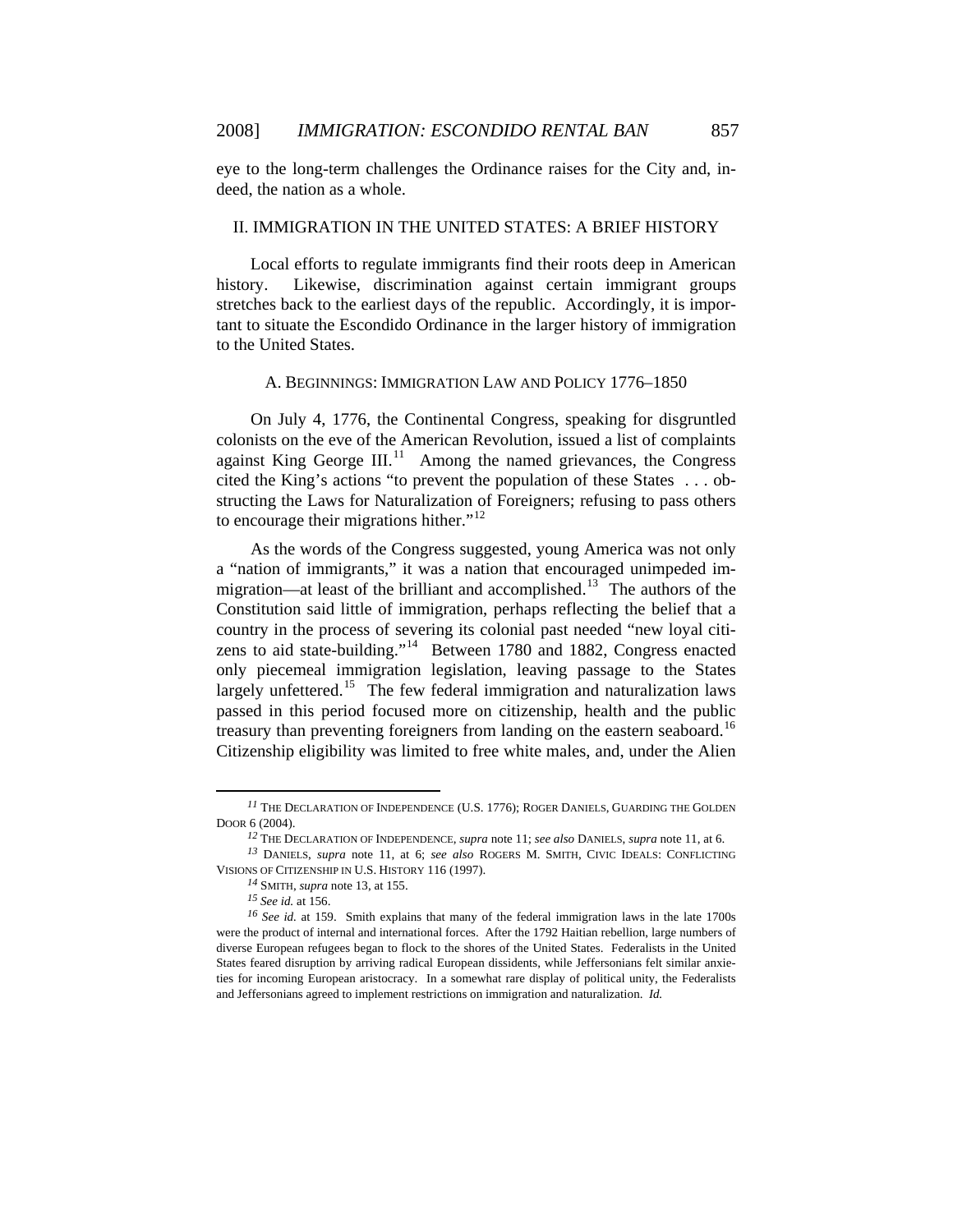eye to the long-term challenges the Ordinance raises for the City and, indeed, the nation as a whole.

## II. IMMIGRATION IN THE UNITED STATES: A BRIEF HISTORY

Local efforts to regulate immigrants find their roots deep in American history. Likewise, discrimination against certain immigrant groups stretches back to the earliest days of the republic. Accordingly, it is important to situate the Escondido Ordinance in the larger history of immigration to the United States.

### A. BEGINNINGS: IMMIGRATION LAW AND POLICY 1776–1850

On July 4, 1776, the Continental Congress, speaking for disgruntled colonists on the eve of the American Revolution, issued a list of complaints against King George III.[11] Among the named grievances, the Congress cited the King's actions "to prevent the population of these States . . . obstructing the Laws for Naturalization of Foreigners; refusing to pass others to encourage their migrations hither."[12]

As the words of the Congress suggested, young America was not only a "nation of immigrants," it was a nation that encouraged unimpeded immigration—at least of the brilliant and accomplished.[13] The authors of the Constitution said little of immigration, perhaps reflecting the belief that a country in the process of severing its colonial past needed "new loyal citizens to aid state-building."[14] Between 1780 and 1882, Congress enacted only piecemeal immigration legislation, leaving passage to the States largely unfettered.[15] The few federal immigration and naturalization laws passed in this period focused more on citizenship, health and the public treasury than preventing foreigners from landing on the eastern seaboard.[16] Citizenship eligibility was limited to free white males, and, under the Alien

---

[11] THE DECLARATION OF INDEPENDENCE (U.S. 1776); ROGER DANIELS, GUARDING THE GOLDEN DOOR 6 (2004).

[12] THE DECLARATION OF INDEPENDENCE, *supra* note 11; *see also* DANIELS, *supra* note 11, at 6.

[13] DANIELS, *supra* note 11, at 6; *see also* ROGERS M. SMITH, CIVIC IDEALS: CONFLICTING VISIONS OF CITIZENSHIP IN U.S. HISTORY 116 (1997).

[14] SMITH, *supra* note 13, at 155.

[15] *See id.* at 156.

[16] *See id.* at 159. Smith explains that many of the federal immigration laws in the late 1700s were the product of internal and international forces. After the 1792 Haitian rebellion, large numbers of diverse European refugees began to flock to the shores of the United States. Federalists in the United States feared disruption by arriving radical European dissidents, while Jeffersonians felt similar anxieties for incoming European aristocracy. In a somewhat rare display of political unity, the Federalists and Jeffersonians agreed to implement restrictions on immigration and naturalization. *Id.*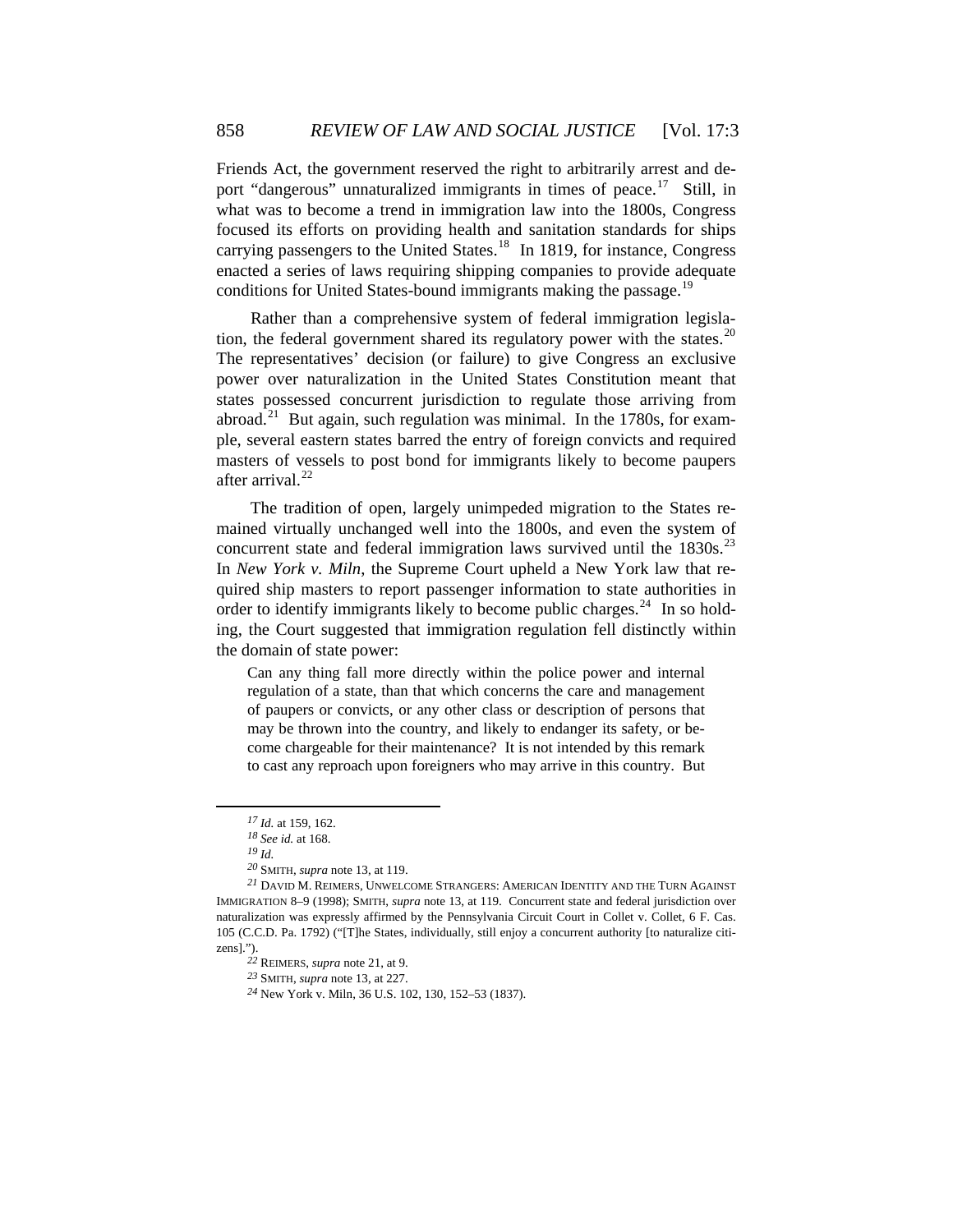Friends Act, the government reserved the right to arbitrarily arrest and deport "dangerous" unnaturalized immigrants in times of peace.[17] Still, in what was to become a trend in immigration law into the 1800s, Congress focused its efforts on providing health and sanitation standards for ships carrying passengers to the United States.[18] In 1819, for instance, Congress enacted a series of laws requiring shipping companies to provide adequate conditions for United States-bound immigrants making the passage.[19]

Rather than a comprehensive system of federal immigration legislation, the federal government shared its regulatory power with the states.[20] The representatives' decision (or failure) to give Congress an exclusive power over naturalization in the United States Constitution meant that states possessed concurrent jurisdiction to regulate those arriving from abroad.[21] But again, such regulation was minimal. In the 1780s, for example, several eastern states barred the entry of foreign convicts and required masters of vessels to post bond for immigrants likely to become paupers after arrival.[22]

The tradition of open, largely unimpeded migration to the States remained virtually unchanged well into the 1800s, and even the system of concurrent state and federal immigration laws survived until the 1830s.[23] In *New York v. Miln*, the Supreme Court upheld a New York law that required ship masters to report passenger information to state authorities in order to identify immigrants likely to become public charges.[24] In so holding, the Court suggested that immigration regulation fell distinctly within the domain of state power:

> Can any thing fall more directly within the police power and internal regulation of a state, than that which concerns the care and management of paupers or convicts, or any other class or description of persons that may be thrown into the country, and likely to endanger its safety, or become chargeable for their maintenance? It is not intended by this remark to cast any reproach upon foreigners who may arrive in this country. But

---

[17] *Id.* at 159, 162.

[18] *See id.* at 168.

[19] *Id.*

[20] SMITH, *supra* note 13, at 119.

[21] DAVID M. REIMERS, UNWELCOME STRANGERS: AMERICAN IDENTITY AND THE TURN AGAINST IMMIGRATION 8–9 (1998); SMITH, *supra* note 13, at 119. Concurrent state and federal jurisdiction over naturalization was expressly affirmed by the Pennsylvania Circuit Court in Collet v. Collet, 6 F. Cas. 105 (C.C.D. Pa. 1792) ("[T]he States, individually, still enjoy a concurrent authority [to naturalize citizens].").

[22] REIMERS, *supra* note 21, at 9.

[23] SMITH, *supra* note 13, at 227.

[24] New York v. Miln, 36 U.S. 102, 130, 152–53 (1837).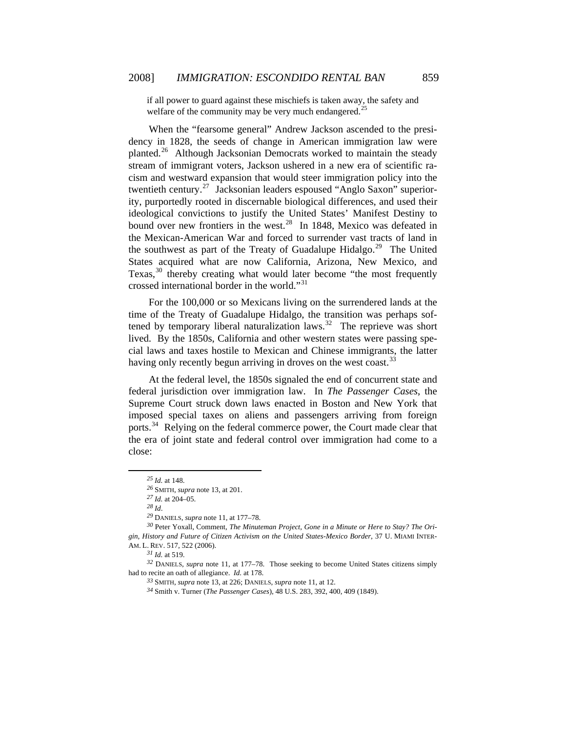> if all power to guard against these mischiefs is taken away, the safety and welfare of the community may be very much endangered.[25]

When the "fearsome general" Andrew Jackson ascended to the presidency in 1828, the seeds of change in American immigration law were planted.[26] Although Jacksonian Democrats worked to maintain the steady stream of immigrant voters, Jackson ushered in a new era of scientific racism and westward expansion that would steer immigration policy into the twentieth century.[27] Jacksonian leaders espoused "Anglo Saxon" superiority, purportedly rooted in discernable biological differences, and used their ideological convictions to justify the United States' Manifest Destiny to bound over new frontiers in the west.[28] In 1848, Mexico was defeated in the Mexican-American War and forced to surrender vast tracts of land in the southwest as part of the Treaty of Guadalupe Hidalgo.[29] The United States acquired what are now California, Arizona, New Mexico, and Texas,[30] thereby creating what would later become "the most frequently crossed international border in the world."[31]

For the 100,000 or so Mexicans living on the surrendered lands at the time of the Treaty of Guadalupe Hidalgo, the transition was perhaps softened by temporary liberal naturalization laws.[32] The reprieve was short lived. By the 1850s, California and other western states were passing special laws and taxes hostile to Mexican and Chinese immigrants, the latter having only recently begun arriving in droves on the west coast.[33]

At the federal level, the 1850s signaled the end of concurrent state and federal jurisdiction over immigration law. In *The Passenger Cases*, the Supreme Court struck down laws enacted in Boston and New York that imposed special taxes on aliens and passengers arriving from foreign ports.[34] Relying on the federal commerce power, the Court made clear that the era of joint state and federal control over immigration had come to a close:

---

[25] *Id.* at 148.

[26] SMITH, *supra* note 13, at 201.

[27] *Id.* at 204–05.

[28] *Id*.

[29] DANIELS, *supra* note 11, at 177–78.

[30] Peter Yoxall, Comment, *The Minuteman Project, Gone in a Minute or Here to Stay? The Origin, History and Future of Citizen Activism on the United States-Mexico Border*, 37 U. MIAMI INTER-AM. L. REV. 517, 522 (2006).

[31] *Id.* at 519.

[32] DANIELS, *supra* note 11, at 177–78. Those seeking to become United States citizens simply had to recite an oath of allegiance. *Id.* at 178.

[33] SMITH, *supra* note 13, at 226; DANIELS, *supra* note 11, at 12.

[34] Smith v. Turner (*The Passenger Cases*), 48 U.S. 283, 392, 400, 409 (1849).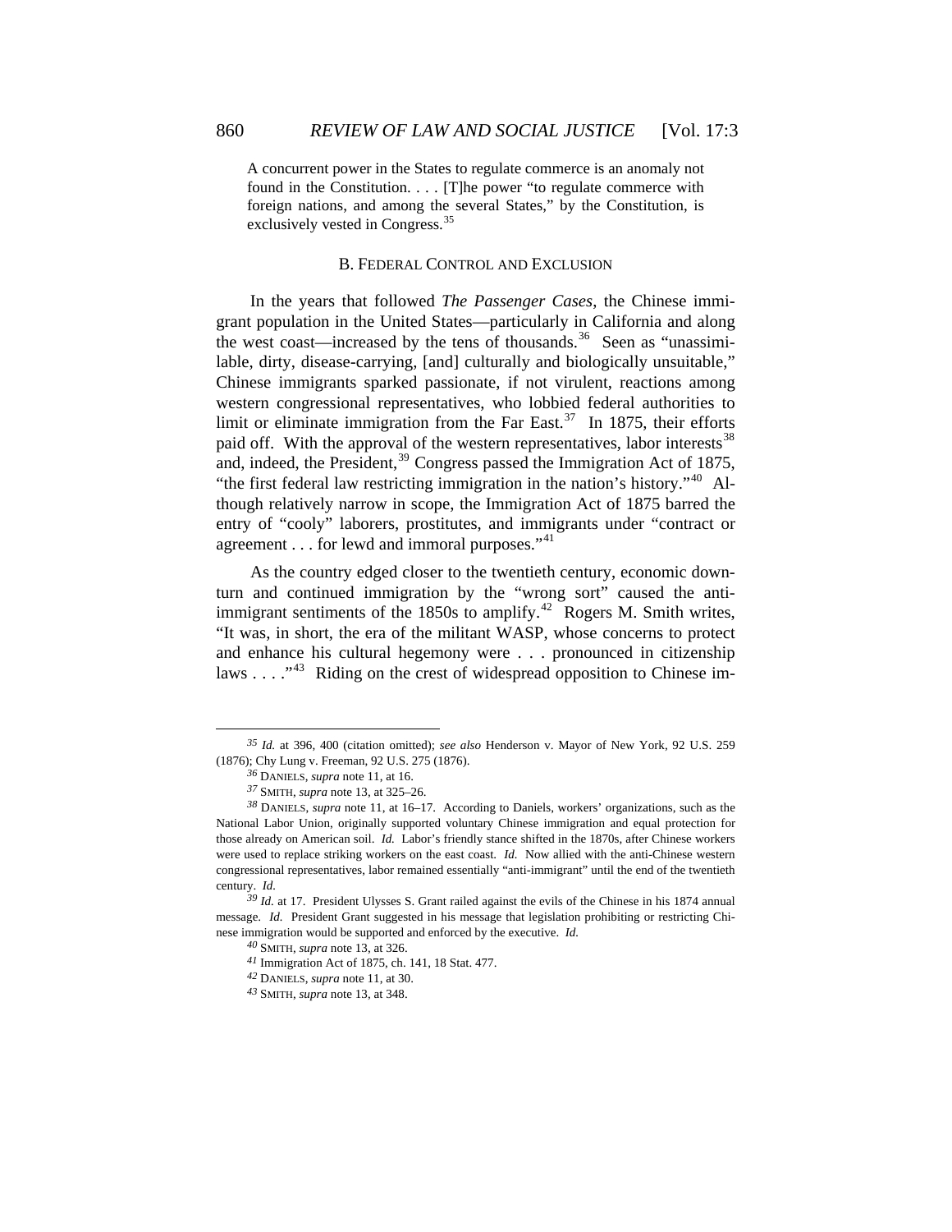> A concurrent power in the States to regulate commerce is an anomaly not found in the Constitution. . . . [T]he power "to regulate commerce with foreign nations, and among the several States," by the Constitution, is exclusively vested in Congress.[35]

### B. Federal Control and Exclusion

In the years that followed *The Passenger Cases*, the Chinese immigrant population in the United States—particularly in California and along the west coast—increased by the tens of thousands.[36] Seen as "unassimilable, dirty, disease-carrying, [and] culturally and biologically unsuitable," Chinese immigrants sparked passionate, if not virulent, reactions among western congressional representatives, who lobbied federal authorities to limit or eliminate immigration from the Far East.[37] In 1875, their efforts paid off. With the approval of the western representatives, labor interests[38] and, indeed, the President,[39] Congress passed the Immigration Act of 1875, "the first federal law restricting immigration in the nation's history."[40] Although relatively narrow in scope, the Immigration Act of 1875 barred the entry of "cooly" laborers, prostitutes, and immigrants under "contract or agreement . . . for lewd and immoral purposes."[41]

As the country edged closer to the twentieth century, economic downturn and continued immigration by the "wrong sort" caused the anti-immigrant sentiments of the 1850s to amplify.[42] Rogers M. Smith writes, "It was, in short, the era of the militant WASP, whose concerns to protect and enhance his cultural hegemony were . . . pronounced in citizenship laws . . . ."[43] Riding on the crest of widespread opposition to Chinese im-

---

[35] *Id.* at 396, 400 (citation omitted); *see also* Henderson v. Mayor of New York, 92 U.S. 259 (1876); Chy Lung v. Freeman, 92 U.S. 275 (1876).

[36] DANIELS, *supra* note 11, at 16.

[37] SMITH, *supra* note 13, at 325–26.

[38] DANIELS, *supra* note 11, at 16–17. According to Daniels, workers' organizations, such as the National Labor Union, originally supported voluntary Chinese immigration and equal protection for those already on American soil. *Id.* Labor's friendly stance shifted in the 1870s, after Chinese workers were used to replace striking workers on the east coast. *Id.* Now allied with the anti-Chinese western congressional representatives, labor remained essentially "anti-immigrant" until the end of the twentieth century. *Id.*

[39] *Id.* at 17. President Ulysses S. Grant railed against the evils of the Chinese in his 1874 annual message. *Id.* President Grant suggested in his message that legislation prohibiting or restricting Chinese immigration would be supported and enforced by the executive. *Id.*

[40] SMITH, *supra* note 13, at 326.

[41] Immigration Act of 1875, ch. 141, 18 Stat. 477.

[42] DANIELS, *supra* note 11, at 30.

[43] SMITH, *supra* note 13, at 348.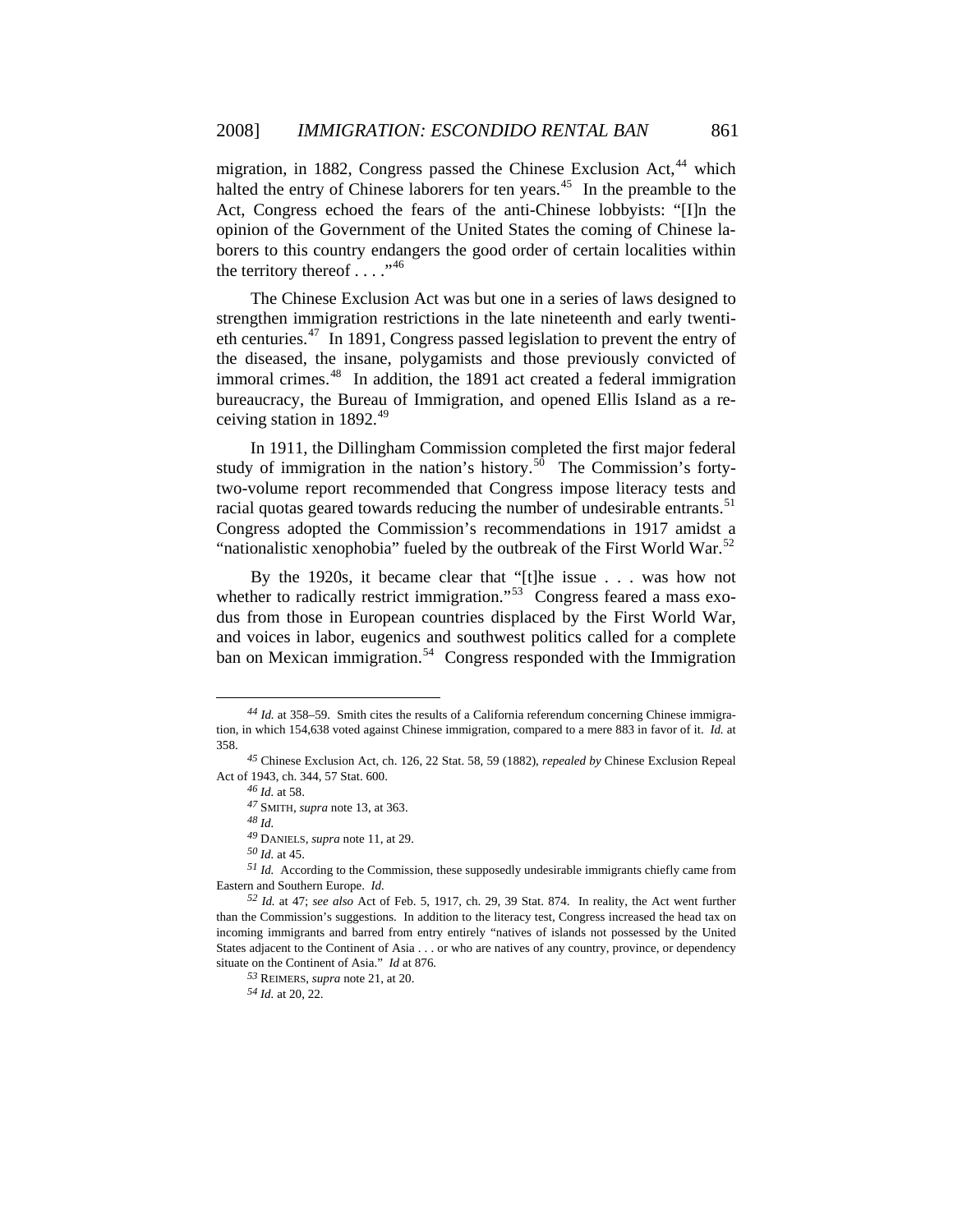migration, in 1882, Congress passed the Chinese Exclusion Act,[44] which halted the entry of Chinese laborers for ten years.[45] In the preamble to the Act, Congress echoed the fears of the anti-Chinese lobbyists: "[I]n the opinion of the Government of the United States the coming of Chinese laborers to this country endangers the good order of certain localities within the territory thereof . . . ."[46]

The Chinese Exclusion Act was but one in a series of laws designed to strengthen immigration restrictions in the late nineteenth and early twentieth centuries.[47] In 1891, Congress passed legislation to prevent the entry of the diseased, the insane, polygamists and those previously convicted of immoral crimes.[48] In addition, the 1891 act created a federal immigration bureaucracy, the Bureau of Immigration, and opened Ellis Island as a receiving station in 1892.[49]

In 1911, the Dillingham Commission completed the first major federal study of immigration in the nation's history.[50] The Commission's forty-two-volume report recommended that Congress impose literacy tests and racial quotas geared towards reducing the number of undesirable entrants.[51] Congress adopted the Commission's recommendations in 1917 amidst a "nationalistic xenophobia" fueled by the outbreak of the First World War.[52]

By the 1920s, it became clear that "[t]he issue . . . was how not whether to radically restrict immigration."[53] Congress feared a mass exodus from those in European countries displaced by the First World War, and voices in labor, eugenics and southwest politics called for a complete ban on Mexican immigration.[54] Congress responded with the Immigration

---

[44] *Id.* at 358–59. Smith cites the results of a California referendum concerning Chinese immigration, in which 154,638 voted against Chinese immigration, compared to a mere 883 in favor of it. *Id.* at 358.

[45] Chinese Exclusion Act, ch. 126, 22 Stat. 58, 59 (1882), *repealed by* Chinese Exclusion Repeal Act of 1943, ch. 344, 57 Stat. 600.

[46] *Id.* at 58.

[47] SMITH, *supra* note 13, at 363.

[48] *Id.*

[49] DANIELS, *supra* note 11, at 29.

[50] *Id.* at 45.

[51] *Id.* According to the Commission, these supposedly undesirable immigrants chiefly came from Eastern and Southern Europe. *Id.*

[52] *Id.* at 47; *see also* Act of Feb. 5, 1917, ch. 29, 39 Stat. 874. In reality, the Act went further than the Commission's suggestions. In addition to the literacy test, Congress increased the head tax on incoming immigrants and barred from entry entirely "natives of islands not possessed by the United States adjacent to the Continent of Asia . . . or who are natives of any country, province, or dependency situate on the Continent of Asia." *Id* at 876.

[53] REIMERS, *supra* note 21, at 20.

[54] *Id.* at 20, 22.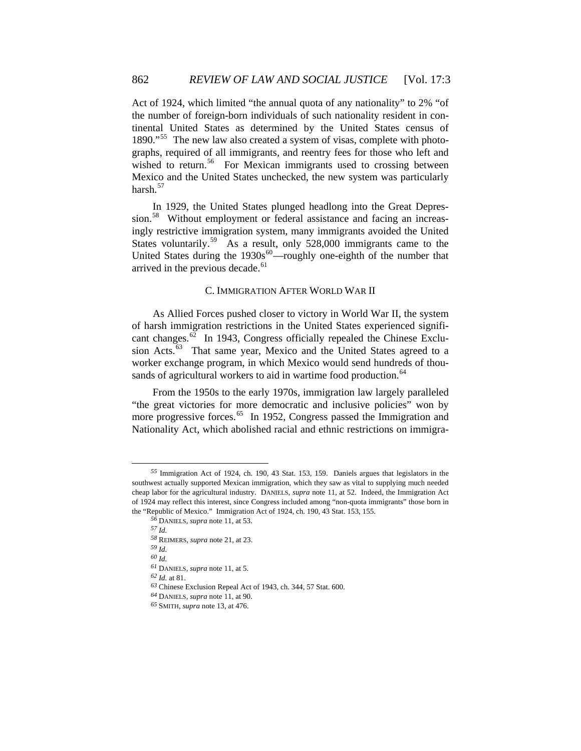Act of 1924, which limited "the annual quota of any nationality" to 2% "of the number of foreign-born individuals of such nationality resident in continental United States as determined by the United States census of 1890."[55] The new law also created a system of visas, complete with photographs, required of all immigrants, and reentry fees for those who left and wished to return.[56] For Mexican immigrants used to crossing between Mexico and the United States unchecked, the new system was particularly harsh.[57]

In 1929, the United States plunged headlong into the Great Depression.[58] Without employment or federal assistance and facing an increasingly restrictive immigration system, many immigrants avoided the United States voluntarily.[59] As a result, only 528,000 immigrants came to the United States during the 1930s[60]—roughly one-eighth of the number that arrived in the previous decade.[61]

### C. IMMIGRATION AFTER WORLD WAR II

As Allied Forces pushed closer to victory in World War II, the system of harsh immigration restrictions in the United States experienced significant changes.[62] In 1943, Congress officially repealed the Chinese Exclusion Acts.[63] That same year, Mexico and the United States agreed to a worker exchange program, in which Mexico would send hundreds of thousands of agricultural workers to aid in wartime food production.[64]

From the 1950s to the early 1970s, immigration law largely paralleled "the great victories for more democratic and inclusive policies" won by more progressive forces.[65] In 1952, Congress passed the Immigration and Nationality Act, which abolished racial and ethnic restrictions on immigra-

---

55 Immigration Act of 1924, ch. 190, 43 Stat. 153, 159. Daniels argues that legislators in the southwest actually supported Mexican immigration, which they saw as vital to supplying much needed cheap labor for the agricultural industry. DANIELS, *supra* note 11, at 52. Indeed, the Immigration Act of 1924 may reflect this interest, since Congress included among "non-quota immigrants" those born in the "Republic of Mexico." Immigration Act of 1924, ch. 190, 43 Stat. 153, 155.

56 DANIELS, *supra* note 11, at 53.

57 *Id.*

58 REIMERS, *supra* note 21, at 23.

59 *Id.*

60 *Id.*

61 DANIELS, *supra* note 11, at 5.

62 *Id.* at 81.

63 Chinese Exclusion Repeal Act of 1943, ch. 344, 57 Stat. 600.

64 DANIELS, *supra* note 11, at 90.

65 SMITH, *supra* note 13, at 476.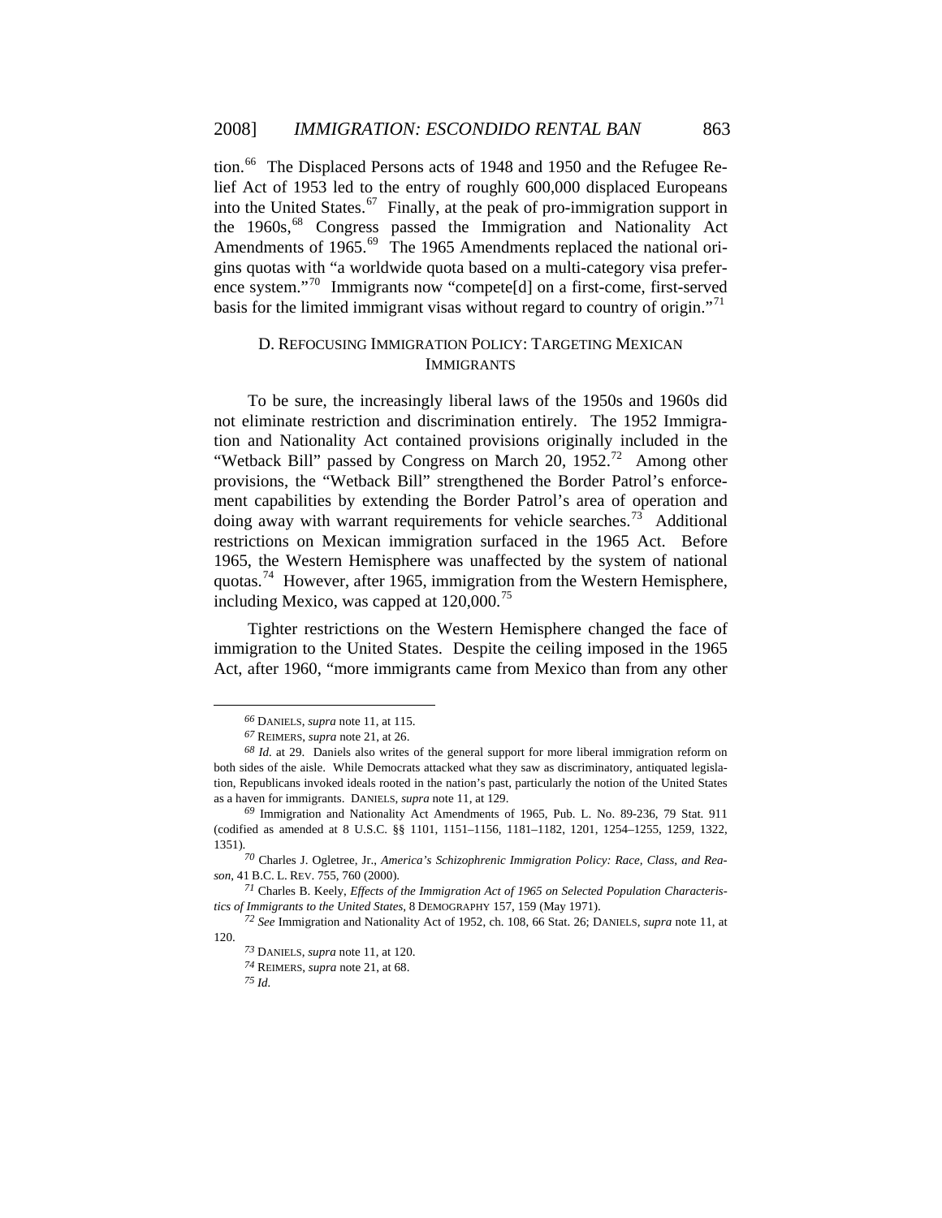tion.[66] The Displaced Persons acts of 1948 and 1950 and the Refugee Relief Act of 1953 led to the entry of roughly 600,000 displaced Europeans into the United States.[67] Finally, at the peak of pro-immigration support in the 1960s,[68] Congress passed the Immigration and Nationality Act Amendments of 1965.[69] The 1965 Amendments replaced the national origins quotas with "a worldwide quota based on a multi-category visa preference system."[70] Immigrants now "compete[d] on a first-come, first-served basis for the limited immigrant visas without regard to country of origin."[71]

### D. Refocusing Immigration Policy: Targeting Mexican Immigrants

To be sure, the increasingly liberal laws of the 1950s and 1960s did not eliminate restriction and discrimination entirely. The 1952 Immigration and Nationality Act contained provisions originally included in the "Wetback Bill" passed by Congress on March 20, 1952.[72] Among other provisions, the "Wetback Bill" strengthened the Border Patrol's enforcement capabilities by extending the Border Patrol's area of operation and doing away with warrant requirements for vehicle searches.[73] Additional restrictions on Mexican immigration surfaced in the 1965 Act. Before 1965, the Western Hemisphere was unaffected by the system of national quotas.[74] However, after 1965, immigration from the Western Hemisphere, including Mexico, was capped at 120,000.[75]

Tighter restrictions on the Western Hemisphere changed the face of immigration to the United States. Despite the ceiling imposed in the 1965 Act, after 1960, "more immigrants came from Mexico than from any other

---

66 DANIELS, *supra* note 11, at 115.

67 REIMERS, *supra* note 21, at 26.

68 *Id.* at 29. Daniels also writes of the general support for more liberal immigration reform on both sides of the aisle. While Democrats attacked what they saw as discriminatory, antiquated legislation, Republicans invoked ideals rooted in the nation's past, particularly the notion of the United States as a haven for immigrants. DANIELS, *supra* note 11, at 129.

69 Immigration and Nationality Act Amendments of 1965, Pub. L. No. 89-236, 79 Stat. 911 (codified as amended at 8 U.S.C. §§ 1101, 1151–1156, 1181–1182, 1201, 1254–1255, 1259, 1322, 1351).

70 Charles J. Ogletree, Jr., *America's Schizophrenic Immigration Policy: Race, Class, and Reason*, 41 B.C. L. REV. 755, 760 (2000).

71 Charles B. Keely, *Effects of the Immigration Act of 1965 on Selected Population Characteristics of Immigrants to the United States*, 8 DEMOGRAPHY 157, 159 (May 1971).

72 *See* Immigration and Nationality Act of 1952, ch. 108, 66 Stat. 26; DANIELS, *supra* note 11, at 120.

73 DANIELS, *supra* note 11, at 120.

74 REIMERS, *supra* note 21, at 68.

75 *Id.*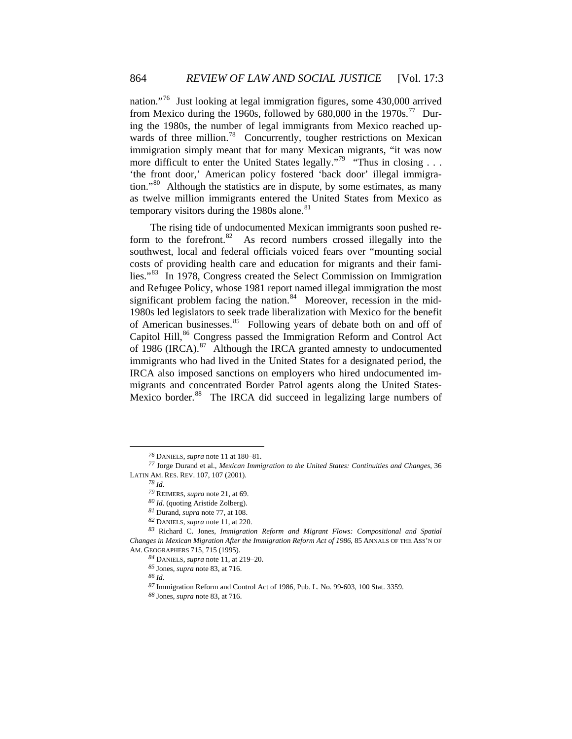nation."[76] Just looking at legal immigration figures, some 430,000 arrived from Mexico during the 1960s, followed by 680,000 in the 1970s.[77] During the 1980s, the number of legal immigrants from Mexico reached upwards of three million.[78] Concurrently, tougher restrictions on Mexican immigration simply meant that for many Mexican migrants, "it was now more difficult to enter the United States legally."[79] "Thus in closing . . . 'the front door,' American policy fostered 'back door' illegal immigration."[80] Although the statistics are in dispute, by some estimates, as many as twelve million immigrants entered the United States from Mexico as temporary visitors during the 1980s alone.[81]

The rising tide of undocumented Mexican immigrants soon pushed reform to the forefront.[82] As record numbers crossed illegally into the southwest, local and federal officials voiced fears over "mounting social costs of providing health care and education for migrants and their families."[83] In 1978, Congress created the Select Commission on Immigration and Refugee Policy, whose 1981 report named illegal immigration the most significant problem facing the nation.[84] Moreover, recession in the mid-1980s led legislators to seek trade liberalization with Mexico for the benefit of American businesses.[85] Following years of debate both on and off of Capitol Hill,[86] Congress passed the Immigration Reform and Control Act of 1986 (IRCA).[87] Although the IRCA granted amnesty to undocumented immigrants who had lived in the United States for a designated period, the IRCA also imposed sanctions on employers who hired undocumented immigrants and concentrated Border Patrol agents along the United States-Mexico border.[88] The IRCA did succeed in legalizing large numbers of

---

[76] DANIELS, *supra* note 11 at 180–81.

[77] Jorge Durand et al., *Mexican Immigration to the United States: Continuities and Changes*, 36 LATIN AM. RES. REV. 107, 107 (2001).

[78] *Id.*

[79] REIMERS, *supra* note 21, at 69.

[80] *Id.* (quoting Aristide Zolberg).

[81] Durand, *supra* note 77, at 108.

[82] DANIELS, *supra* note 11, at 220.

[83] Richard C. Jones, *Immigration Reform and Migrant Flows: Compositional and Spatial Changes in Mexican Migration After the Immigration Reform Act of 1986*, 85 ANNALS OF THE ASS'N OF AM. GEOGRAPHERS 715, 715 (1995).

[84] DANIELS, *supra* note 11, at 219–20.

[85] Jones, *supra* note 83, at 716.

[86] *Id*.

[87] Immigration Reform and Control Act of 1986, Pub. L. No. 99-603, 100 Stat. 3359.

[88] Jones, *supra* note 83, at 716.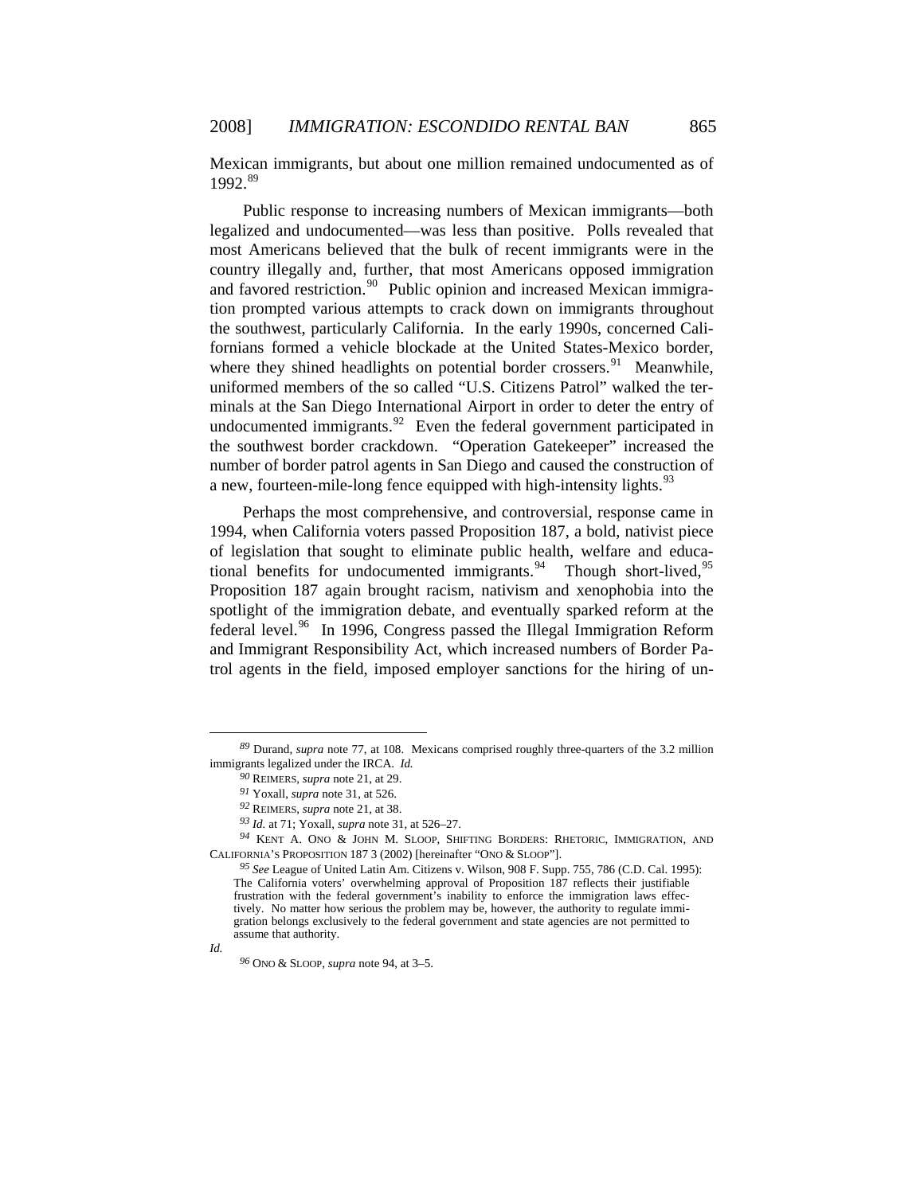Mexican immigrants, but about one million remained undocumented as of 1992.[89]

Public response to increasing numbers of Mexican immigrants—both legalized and undocumented—was less than positive. Polls revealed that most Americans believed that the bulk of recent immigrants were in the country illegally and, further, that most Americans opposed immigration and favored restriction.[90] Public opinion and increased Mexican immigration prompted various attempts to crack down on immigrants throughout the southwest, particularly California. In the early 1990s, concerned Californians formed a vehicle blockade at the United States-Mexico border, where they shined headlights on potential border crossers.[91] Meanwhile, uniformed members of the so called "U.S. Citizens Patrol" walked the terminals at the San Diego International Airport in order to deter the entry of undocumented immigrants.[92] Even the federal government participated in the southwest border crackdown. "Operation Gatekeeper" increased the number of border patrol agents in San Diego and caused the construction of a new, fourteen-mile-long fence equipped with high-intensity lights.[93]

Perhaps the most comprehensive, and controversial, response came in 1994, when California voters passed Proposition 187, a bold, nativist piece of legislation that sought to eliminate public health, welfare and educational benefits for undocumented immigrants.[94] Though short-lived,[95] Proposition 187 again brought racism, nativism and xenophobia into the spotlight of the immigration debate, and eventually sparked reform at the federal level.[96] In 1996, Congress passed the Illegal Immigration Reform and Immigrant Responsibility Act, which increased numbers of Border Patrol agents in the field, imposed employer sanctions for the hiring of un-

---

*89* Durand, *supra* note 77, at 108. Mexicans comprised roughly three-quarters of the 3.2 million immigrants legalized under the IRCA. *Id.*

*90* REIMERS, *supra* note 21, at 29.

*91* Yoxall, *supra* note 31, at 526.

*92* REIMERS, *supra* note 21, at 38.

*93* *Id.* at 71; Yoxall, *supra* note 31, at 526–27.

*94* KENT A. ONO & JOHN M. SLOOP, SHIFTING BORDERS: RHETORIC, IMMIGRATION, AND CALIFORNIA'S PROPOSITION 187 3 (2002) [hereinafter "ONO & SLOOP"].

*95* *See* League of United Latin Am. Citizens v. Wilson, 908 F. Supp. 755, 786 (C.D. Cal. 1995):

> The California voters' overwhelming approval of Proposition 187 reflects their justifiable frustration with the federal government's inability to enforce the immigration laws effectively. No matter how serious the problem may be, however, the authority to regulate immigration belongs exclusively to the federal government and state agencies are not permitted to assume that authority.

*Id.*

*96* ONO & SLOOP, *supra* note 94, at 3–5.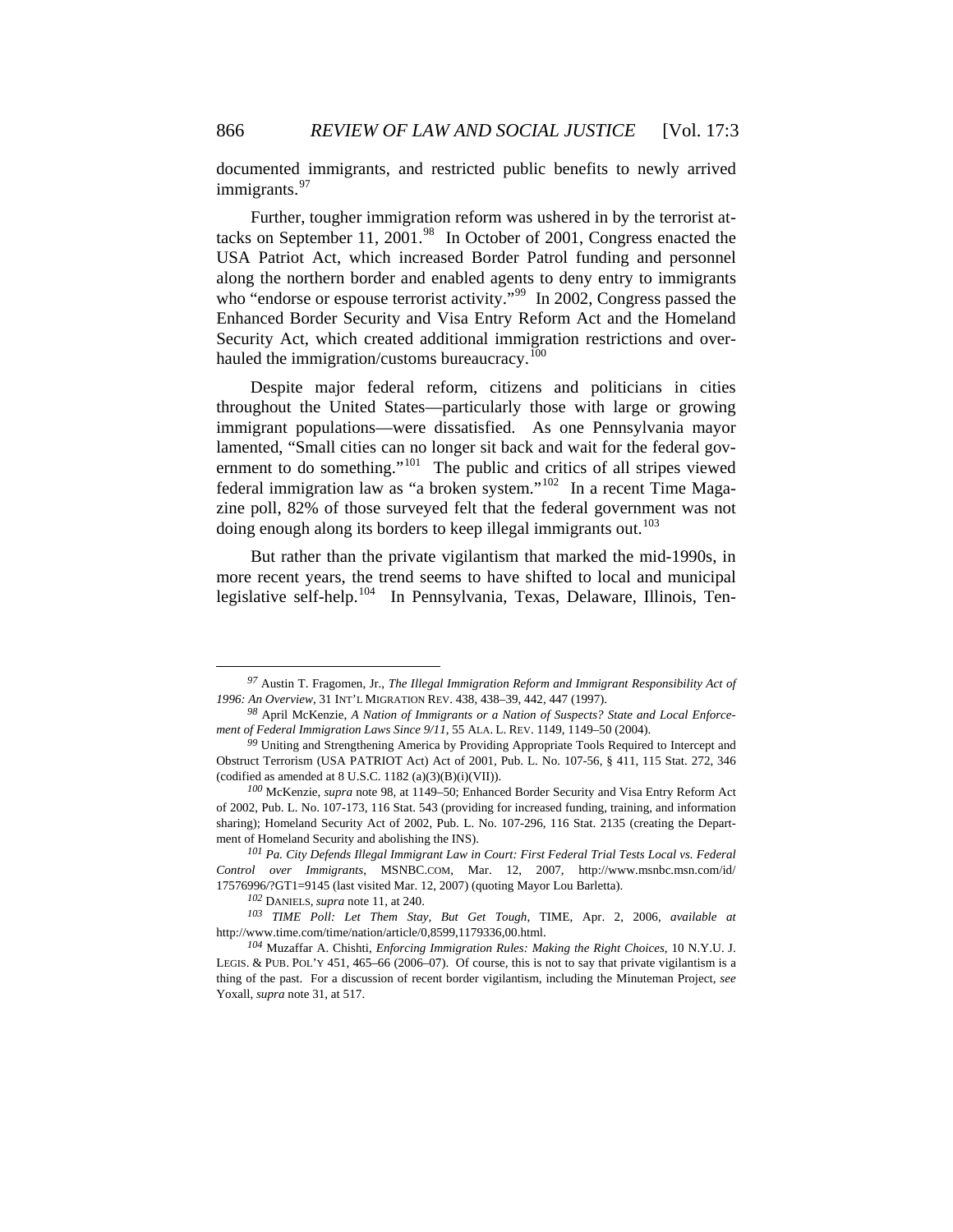documented immigrants, and restricted public benefits to newly arrived immigrants.[97]

Further, tougher immigration reform was ushered in by the terrorist attacks on September 11, 2001.[98] In October of 2001, Congress enacted the USA Patriot Act, which increased Border Patrol funding and personnel along the northern border and enabled agents to deny entry to immigrants who "endorse or espouse terrorist activity."[99] In 2002, Congress passed the Enhanced Border Security and Visa Entry Reform Act and the Homeland Security Act, which created additional immigration restrictions and overhauled the immigration/customs bureaucracy.[100]

Despite major federal reform, citizens and politicians in cities throughout the United States—particularly those with large or growing immigrant populations—were dissatisfied. As one Pennsylvania mayor lamented, "Small cities can no longer sit back and wait for the federal government to do something."[101] The public and critics of all stripes viewed federal immigration law as "a broken system."[102] In a recent Time Magazine poll, 82% of those surveyed felt that the federal government was not doing enough along its borders to keep illegal immigrants out.[103]

But rather than the private vigilantism that marked the mid-1990s, in more recent years, the trend seems to have shifted to local and municipal legislative self-help.[104] In Pennsylvania, Texas, Delaware, Illinois, Ten-

---

[97] Austin T. Fragomen, Jr., *The Illegal Immigration Reform and Immigrant Responsibility Act of 1996: An Overview*, 31 INT'L MIGRATION REV. 438, 438–39, 442, 447 (1997).

[98] April McKenzie, *A Nation of Immigrants or a Nation of Suspects? State and Local Enforcement of Federal Immigration Laws Since 9/11*, 55 ALA. L. REV. 1149, 1149–50 (2004).

[99] Uniting and Strengthening America by Providing Appropriate Tools Required to Intercept and Obstruct Terrorism (USA PATRIOT Act) Act of 2001, Pub. L. No. 107-56, § 411, 115 Stat. 272, 346 (codified as amended at 8 U.S.C. 1182 (a)(3)(B)(i)(VII)).

[100] McKenzie, *supra* note 98, at 1149–50; Enhanced Border Security and Visa Entry Reform Act of 2002, Pub. L. No. 107-173, 116 Stat. 543 (providing for increased funding, training, and information sharing); Homeland Security Act of 2002, Pub. L. No. 107-296, 116 Stat. 2135 (creating the Department of Homeland Security and abolishing the INS).

[101] *Pa. City Defends Illegal Immigrant Law in Court: First Federal Trial Tests Local vs. Federal Control over Immigrants*, MSNBC.COM, Mar. 12, 2007, http://www.msnbc.msn.com/id/17576996/?GT1=9145 (last visited Mar. 12, 2007) (quoting Mayor Lou Barletta).

[102] DANIELS, *supra* note 11, at 240.

[103] *TIME Poll: Let Them Stay, But Get Tough*, TIME, Apr. 2, 2006, *available at* http://www.time.com/time/nation/article/0,8599,1179336,00.html.

[104] Muzaffar A. Chishti, *Enforcing Immigration Rules: Making the Right Choices*, 10 N.Y.U. J. LEGIS. & PUB. POL'Y 451, 465–66 (2006–07). Of course, this is not to say that private vigilantism is a thing of the past. For a discussion of recent border vigilantism, including the Minuteman Project, *see* Yoxall, *supra* note 31, at 517.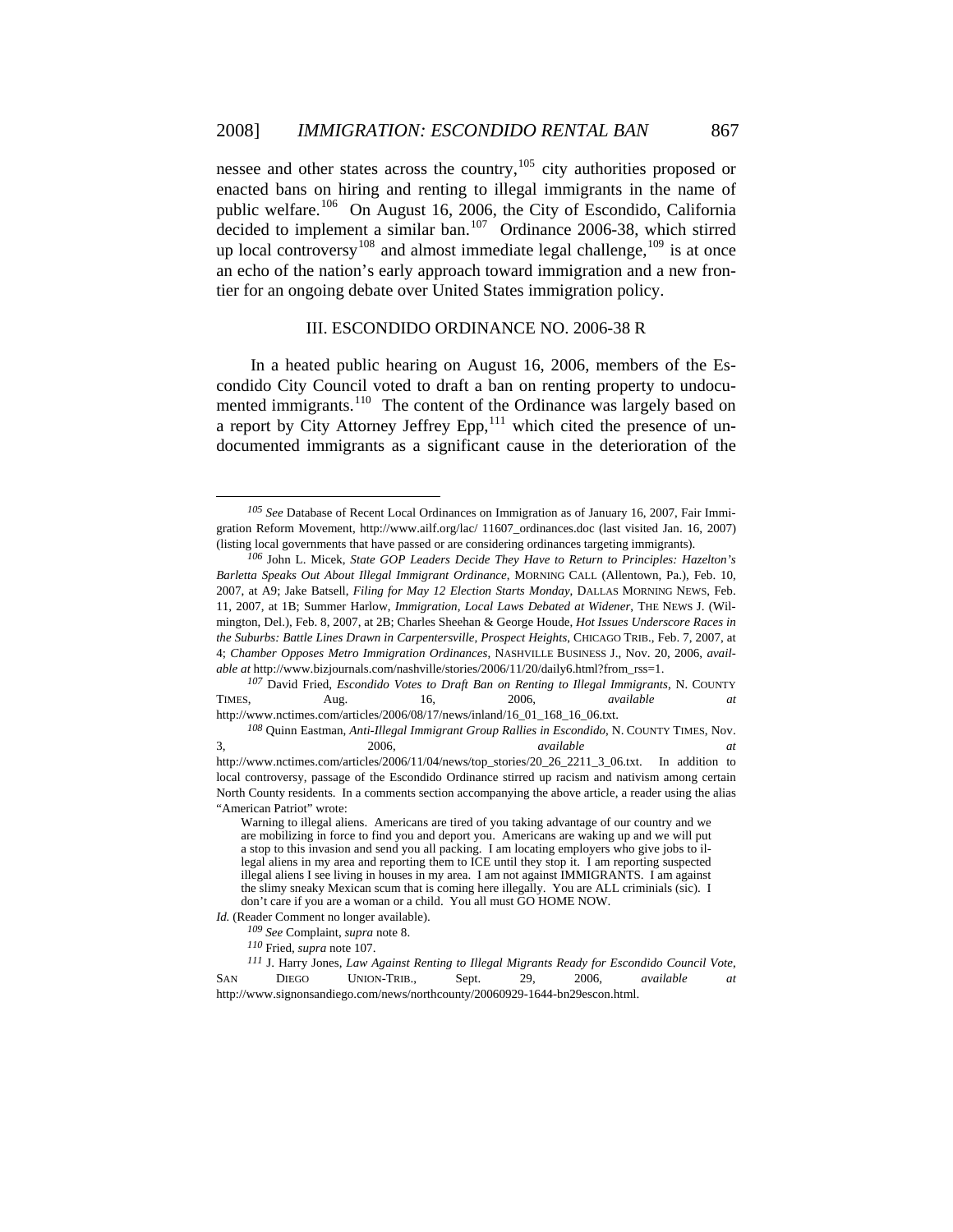nessee and other states across the country,[105] city authorities proposed or enacted bans on hiring and renting to illegal immigrants in the name of public welfare.[106] On August 16, 2006, the City of Escondido, California decided to implement a similar ban.[107] Ordinance 2006-38, which stirred up local controversy[108] and almost immediate legal challenge,[109] is at once an echo of the nation's early approach toward immigration and a new frontier for an ongoing debate over United States immigration policy.

## III. ESCONDIDO ORDINANCE NO. 2006-38 R

In a heated public hearing on August 16, 2006, members of the Escondido City Council voted to draft a ban on renting property to undocumented immigrants.[110] The content of the Ordinance was largely based on a report by City Attorney Jeffrey Epp,[111] which cited the presence of undocumented immigrants as a significant cause in the deterioration of the

---

[105] *See* Database of Recent Local Ordinances on Immigration as of January 16, 2007, Fair Immigration Reform Movement, http://www.ailf.org/lac/ 11607_ordinances.doc (last visited Jan. 16, 2007) (listing local governments that have passed or are considering ordinances targeting immigrants).

[106] John L. Micek, *State GOP Leaders Decide They Have to Return to Principles: Hazelton's Barletta Speaks Out About Illegal Immigrant Ordinance*, MORNING CALL (Allentown, Pa.), Feb. 10, 2007, at A9; Jake Batsell, *Filing for May 12 Election Starts Monday*, DALLAS MORNING NEWS, Feb. 11, 2007, at 1B; Summer Harlow, *Immigration, Local Laws Debated at Widener*, THE NEWS J. (Wilmington, Del.), Feb. 8, 2007, at 2B; Charles Sheehan & George Houde, *Hot Issues Underscore Races in the Suburbs: Battle Lines Drawn in Carpentersville, Prospect Heights*, CHICAGO TRIB., Feb. 7, 2007, at 4; *Chamber Opposes Metro Immigration Ordinances*, NASHVILLE BUSINESS J., Nov. 20, 2006, *available at* http://www.bizjournals.com/nashville/stories/2006/11/20/daily6.html?from_rss=1.

[107] David Fried, *Escondido Votes to Draft Ban on Renting to Illegal Immigrants*, N. COUNTY TIMES, Aug. 16, 2006, *available at* http://www.nctimes.com/articles/2006/08/17/news/inland/16_01_168_16_06.txt.

[108] Quinn Eastman, *Anti-Illegal Immigrant Group Rallies in Escondido*, N. COUNTY TIMES, Nov. 3, 2006, *available at* http://www.nctimes.com/articles/2006/11/04/news/top_stories/20_26_2211_3_06.txt. In addition to local controversy, passage of the Escondido Ordinance stirred up racism and nativism among certain North County residents. In a comments section accompanying the above article, a reader using the alias "American Patriot" wrote:

> Warning to illegal aliens. Americans are tired of you taking advantage of our country and we are mobilizing in force to find you and deport you. Americans are waking up and we will put a stop to this invasion and send you all packing. I am locating employers who give jobs to illegal aliens in my area and reporting them to ICE until they stop it. I am reporting suspected illegal aliens I see living in houses in my area. I am not against IMMIGRANTS. I am against the slimy sneaky Mexican scum that is coming here illegally. You are ALL criminials (sic). I don't care if you are a woman or a child. You all must GO HOME NOW.

*Id.* (Reader Comment no longer available).

[109] *See* Complaint, *supra* note 8.

[110] Fried, *supra* note 107.

[111] J. Harry Jones, *Law Against Renting to Illegal Migrants Ready for Escondido Council Vote*, SAN DIEGO UNION-TRIB., Sept. 29, 2006, *available at* http://www.signonsandiego.com/news/northcounty/20060929-1644-bn29escon.html.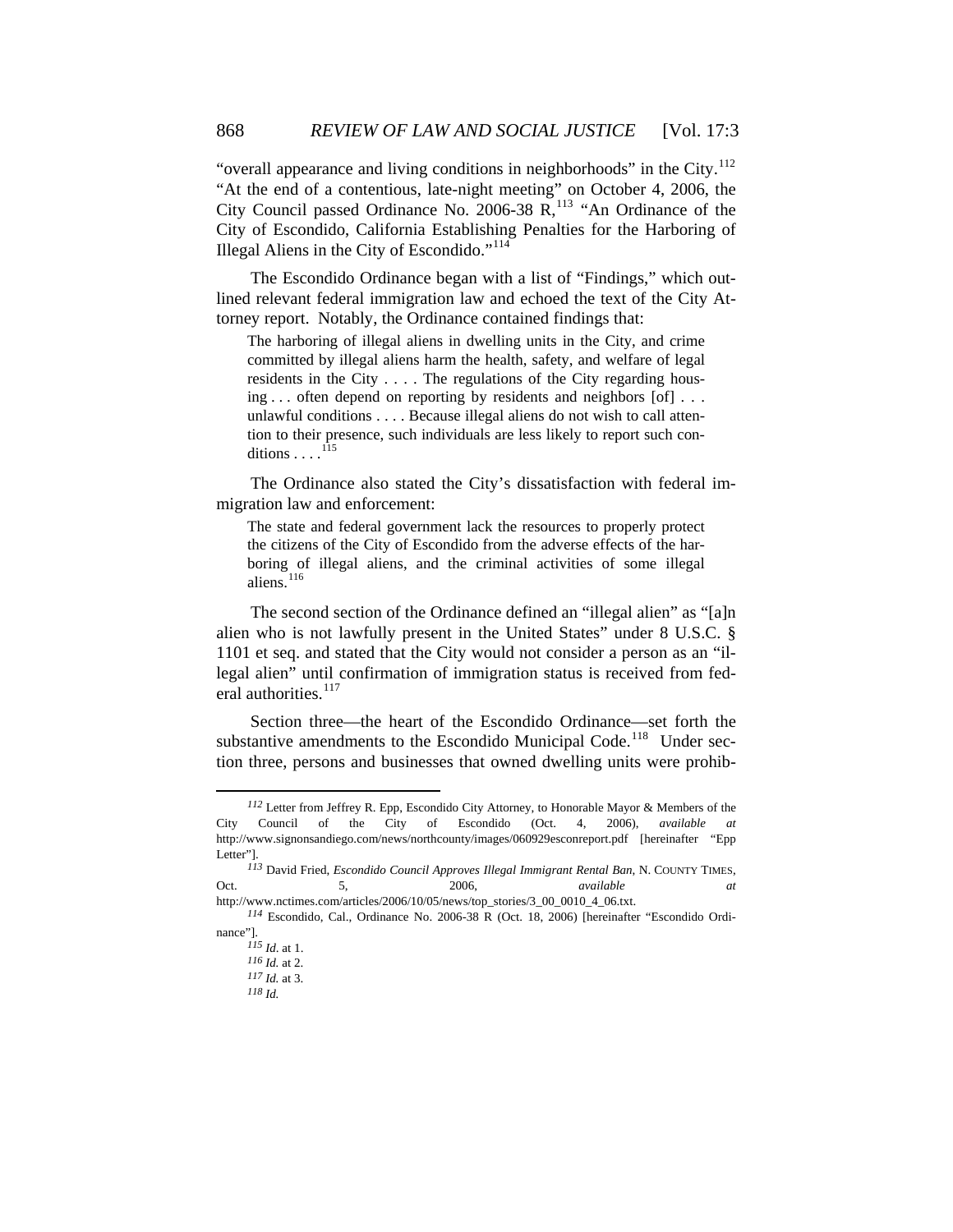"overall appearance and living conditions in neighborhoods" in the City.[112] "At the end of a contentious, late-night meeting" on October 4, 2006, the City Council passed Ordinance No. 2006-38 R,[113] "An Ordinance of the City of Escondido, California Establishing Penalties for the Harboring of Illegal Aliens in the City of Escondido."[114]

The Escondido Ordinance began with a list of "Findings," which outlined relevant federal immigration law and echoed the text of the City Attorney report. Notably, the Ordinance contained findings that:

> The harboring of illegal aliens in dwelling units in the City, and crime committed by illegal aliens harm the health, safety, and welfare of legal residents in the City . . . . The regulations of the City regarding housing . . . often depend on reporting by residents and neighbors [of] . . . unlawful conditions . . . . Because illegal aliens do not wish to call attention to their presence, such individuals are less likely to report such conditions . . . .[115]

The Ordinance also stated the City's dissatisfaction with federal immigration law and enforcement:

> The state and federal government lack the resources to properly protect the citizens of the City of Escondido from the adverse effects of the harboring of illegal aliens, and the criminal activities of some illegal aliens.[116]

The second section of the Ordinance defined an "illegal alien" as "[a]n alien who is not lawfully present in the United States" under 8 U.S.C. § 1101 et seq. and stated that the City would not consider a person as an "illegal alien" until confirmation of immigration status is received from federal authorities.[117]

Section three—the heart of the Escondido Ordinance—set forth the substantive amendments to the Escondido Municipal Code.[118] Under section three, persons and businesses that owned dwelling units were prohib-

---

[112] Letter from Jeffrey R. Epp, Escondido City Attorney, to Honorable Mayor & Members of the City Council of the City of Escondido (Oct. 4, 2006), *available at* http://www.signonsandiego.com/news/northcounty/images/060929esconreport.pdf [hereinafter "Epp Letter"].

[113] David Fried, *Escondido Council Approves Illegal Immigrant Rental Ban*, N. COUNTY TIMES, Oct. 5, 2006, *available at* http://www.nctimes.com/articles/2006/10/05/news/top_stories/3_00_0010_4_06.txt.

[114] Escondido, Cal., Ordinance No. 2006-38 R (Oct. 18, 2006) [hereinafter "Escondido Ordinance"].

[115] *Id*. at 1.

[116] *Id.* at 2.

[117] *Id.* at 3.

[118] *Id.*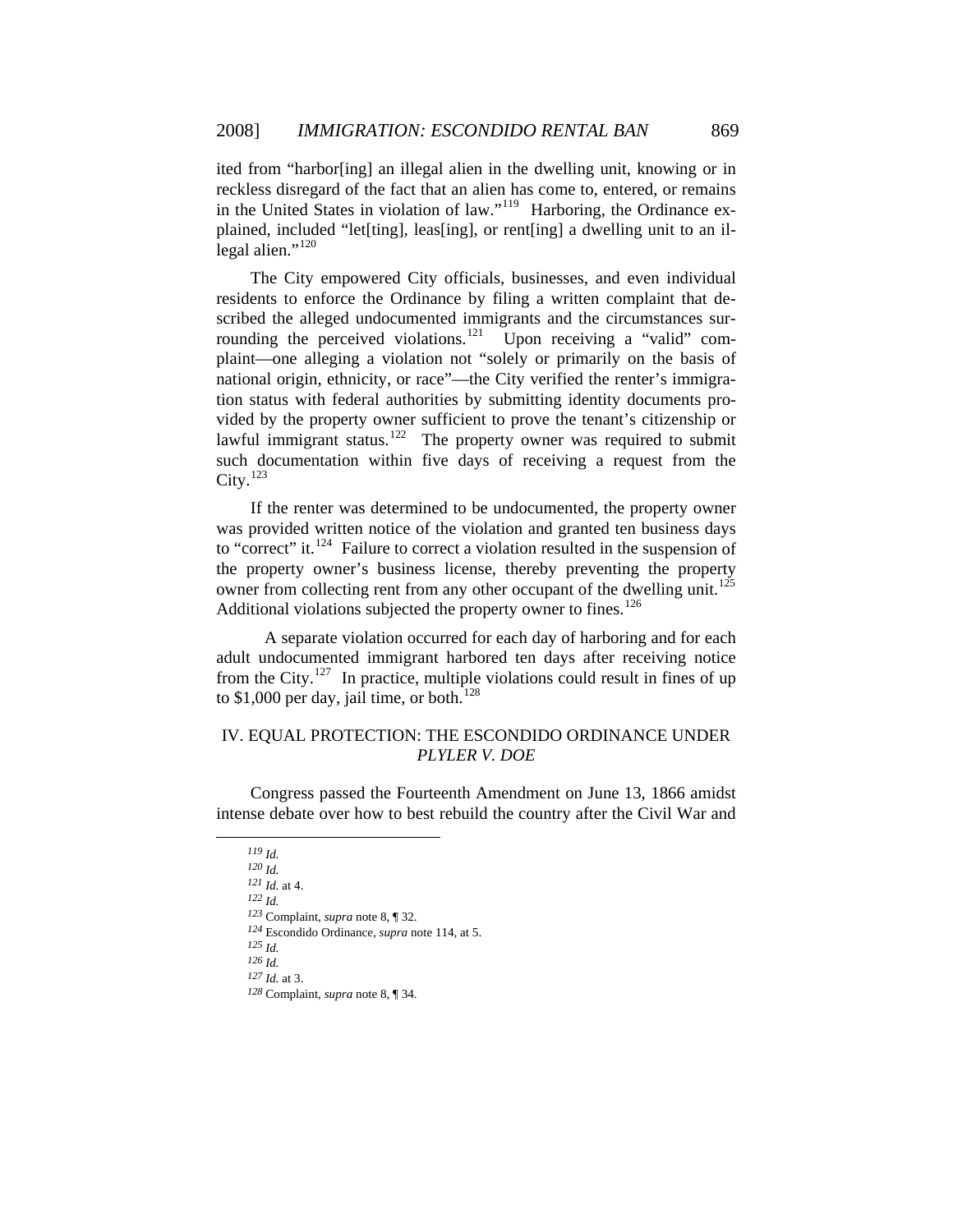ited from "harbor[ing] an illegal alien in the dwelling unit, knowing or in reckless disregard of the fact that an alien has come to, entered, or remains in the United States in violation of law."[119] Harboring, the Ordinance explained, included "let[ting], leas[ing], or rent[ing] a dwelling unit to an illegal alien."[120]

The City empowered City officials, businesses, and even individual residents to enforce the Ordinance by filing a written complaint that described the alleged undocumented immigrants and the circumstances surrounding the perceived violations.[121] Upon receiving a "valid" complaint—one alleging a violation not "solely or primarily on the basis of national origin, ethnicity, or race"—the City verified the renter's immigration status with federal authorities by submitting identity documents provided by the property owner sufficient to prove the tenant's citizenship or lawful immigrant status.[122] The property owner was required to submit such documentation within five days of receiving a request from the City.[123]

If the renter was determined to be undocumented, the property owner was provided written notice of the violation and granted ten business days to "correct" it.[124] Failure to correct a violation resulted in the suspension of the property owner's business license, thereby preventing the property owner from collecting rent from any other occupant of the dwelling unit.[125] Additional violations subjected the property owner to fines.[126]

A separate violation occurred for each day of harboring and for each adult undocumented immigrant harbored ten days after receiving notice from the City.[127] In practice, multiple violations could result in fines of up to $1,000 per day, jail time, or both.[128]

## IV. EQUAL PROTECTION: THE ESCONDIDO ORDINANCE UNDER *PLYLER V. DOE*

Congress passed the Fourteenth Amendment on June 13, 1866 amidst intense debate over how to best rebuild the country after the Civil War and

---

[119] *Id.*

[120] *Id.*

[121] *Id.* at 4.

[122] *Id.*

[123] Complaint, *supra* note 8, ¶ 32.

[124] Escondido Ordinance, *supra* note 114, at 5.

[125] *Id.*

[126] *Id.*

[127] *Id.* at 3.

[128] Complaint, *supra* note 8, ¶ 34.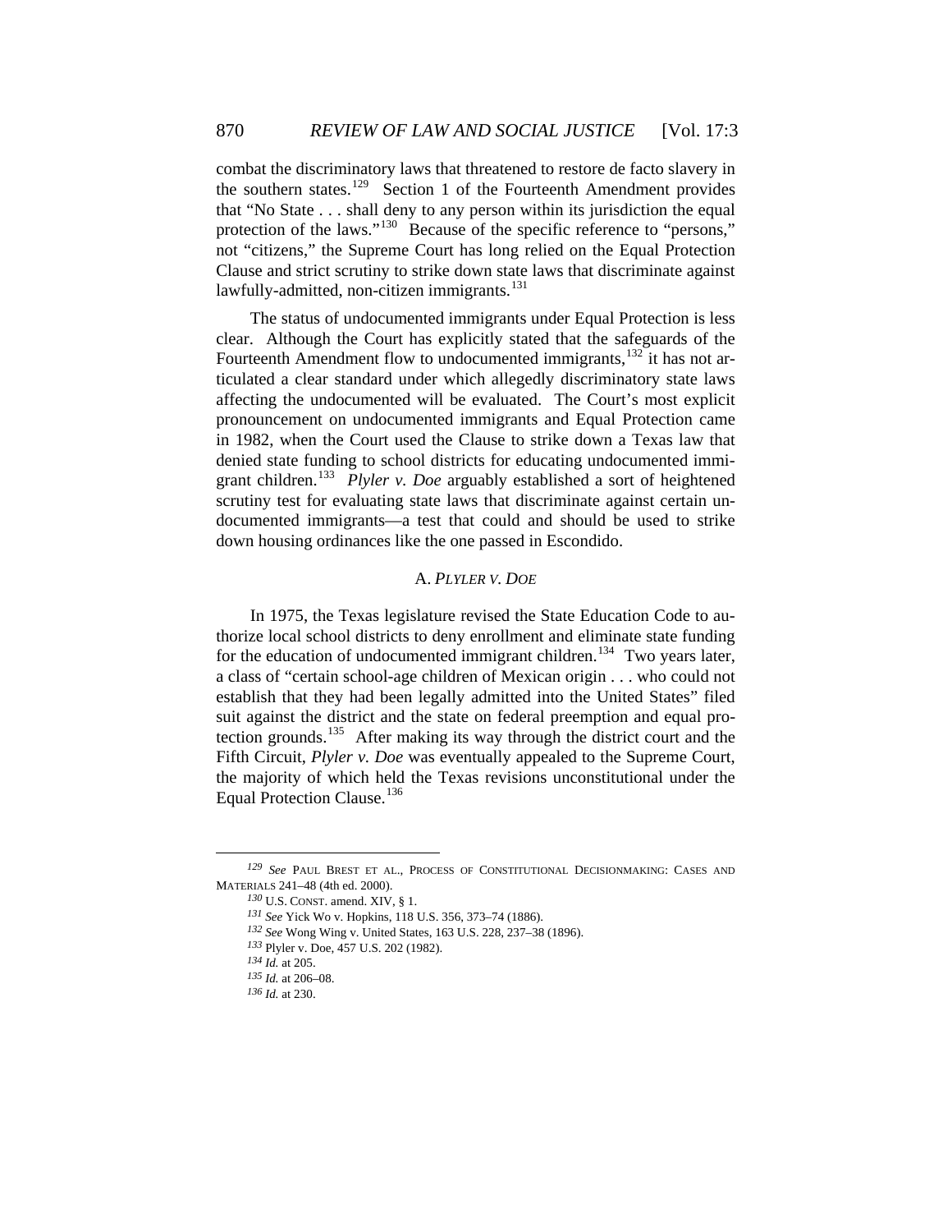combat the discriminatory laws that threatened to restore de facto slavery in the southern states.[129] Section 1 of the Fourteenth Amendment provides that "No State . . . shall deny to any person within its jurisdiction the equal protection of the laws."[130] Because of the specific reference to "persons," not "citizens," the Supreme Court has long relied on the Equal Protection Clause and strict scrutiny to strike down state laws that discriminate against lawfully-admitted, non-citizen immigrants.[131]

The status of undocumented immigrants under Equal Protection is less clear. Although the Court has explicitly stated that the safeguards of the Fourteenth Amendment flow to undocumented immigrants,[132] it has not articulated a clear standard under which allegedly discriminatory state laws affecting the undocumented will be evaluated. The Court's most explicit pronouncement on undocumented immigrants and Equal Protection came in 1982, when the Court used the Clause to strike down a Texas law that denied state funding to school districts for educating undocumented immigrant children.[133] *Plyler v. Doe* arguably established a sort of heightened scrutiny test for evaluating state laws that discriminate against certain undocumented immigrants—a test that could and should be used to strike down housing ordinances like the one passed in Escondido.

### A. *Plyler v. Doe*

In 1975, the Texas legislature revised the State Education Code to authorize local school districts to deny enrollment and eliminate state funding for the education of undocumented immigrant children.[134] Two years later, a class of "certain school-age children of Mexican origin . . . who could not establish that they had been legally admitted into the United States" filed suit against the district and the state on federal preemption and equal protection grounds.[135] After making its way through the district court and the Fifth Circuit, *Plyler v. Doe* was eventually appealed to the Supreme Court, the majority of which held the Texas revisions unconstitutional under the Equal Protection Clause.[136]

---

[129] *See* Paul Brest et al., Process of Constitutional Decisionmaking: Cases and Materials 241–48 (4th ed. 2000).

[130] U.S. Const. amend. XIV, § 1.

[131] *See* Yick Wo v. Hopkins, 118 U.S. 356, 373–74 (1886).

[132] *See* Wong Wing v. United States, 163 U.S. 228, 237–38 (1896).

[133] Plyler v. Doe, 457 U.S. 202 (1982).

[134] *Id.* at 205.

[135] *Id.* at 206–08.

[136] *Id.* at 230.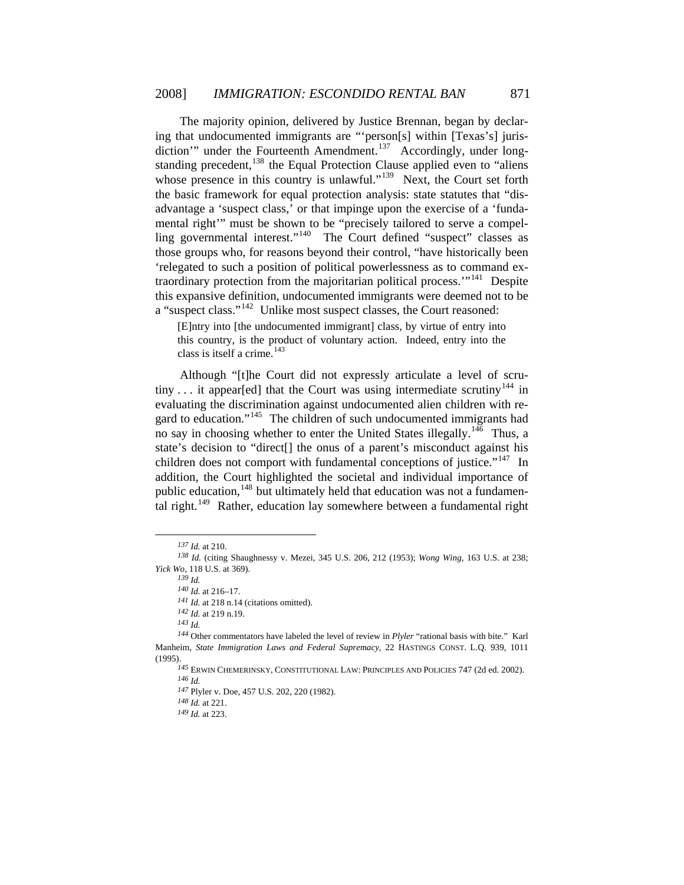The majority opinion, delivered by Justice Brennan, began by declaring that undocumented immigrants are "'person[s] within [Texas's] jurisdiction'" under the Fourteenth Amendment.[137] Accordingly, under longstanding precedent,[138] the Equal Protection Clause applied even to "aliens whose presence in this country is unlawful."[139] Next, the Court set forth the basic framework for equal protection analysis: state statutes that "disadvantage a 'suspect class,' or that impinge upon the exercise of a 'fundamental right'" must be shown to be "precisely tailored to serve a compelling governmental interest."[140] The Court defined "suspect" classes as those groups who, for reasons beyond their control, "have historically been 'relegated to such a position of political powerlessness as to command extraordinary protection from the majoritarian political process.'"[141] Despite this expansive definition, undocumented immigrants were deemed not to be a "suspect class."[142] Unlike most suspect classes, the Court reasoned:

> [E]ntry into [the undocumented immigrant] class, by virtue of entry into this country, is the product of voluntary action. Indeed, entry into the class is itself a crime.[143]

Although "[t]he Court did not expressly articulate a level of scrutiny . . . it appear[ed] that the Court was using intermediate scrutiny[144] in evaluating the discrimination against undocumented alien children with regard to education."[145] The children of such undocumented immigrants had no say in choosing whether to enter the United States illegally.[146] Thus, a state's decision to "direct[] the onus of a parent's misconduct against his children does not comport with fundamental conceptions of justice."[147] In addition, the Court highlighted the societal and individual importance of public education,[148] but ultimately held that education was not a fundamental right.[149] Rather, education lay somewhere between a fundamental right

---

[137] *Id.* at 210.

[138] *Id.* (citing Shaughnessy v. Mezei, 345 U.S. 206, 212 (1953); *Wong Wing*, 163 U.S. at 238; *Yick Wo*, 118 U.S. at 369).

[139] *Id.*

[140] *Id.* at 216–17.

[141] *Id.* at 218 n.14 (citations omitted).

[142] *Id.* at 219 n.19.

[143] *Id.*

[144] Other commentators have labeled the level of review in *Plyler* "rational basis with bite." Karl Manheim, *State Immigration Laws and Federal Supremacy*, 22 HASTINGS CONST. L.Q. 939, 1011 (1995).

[145] ERWIN CHEMERINSKY, CONSTITUTIONAL LAW: PRINCIPLES AND POLICIES 747 (2d ed. 2002).

[146] *Id.*

[147] Plyler v. Doe, 457 U.S. 202, 220 (1982).

[148] *Id.* at 221.

[149] *Id.* at 223.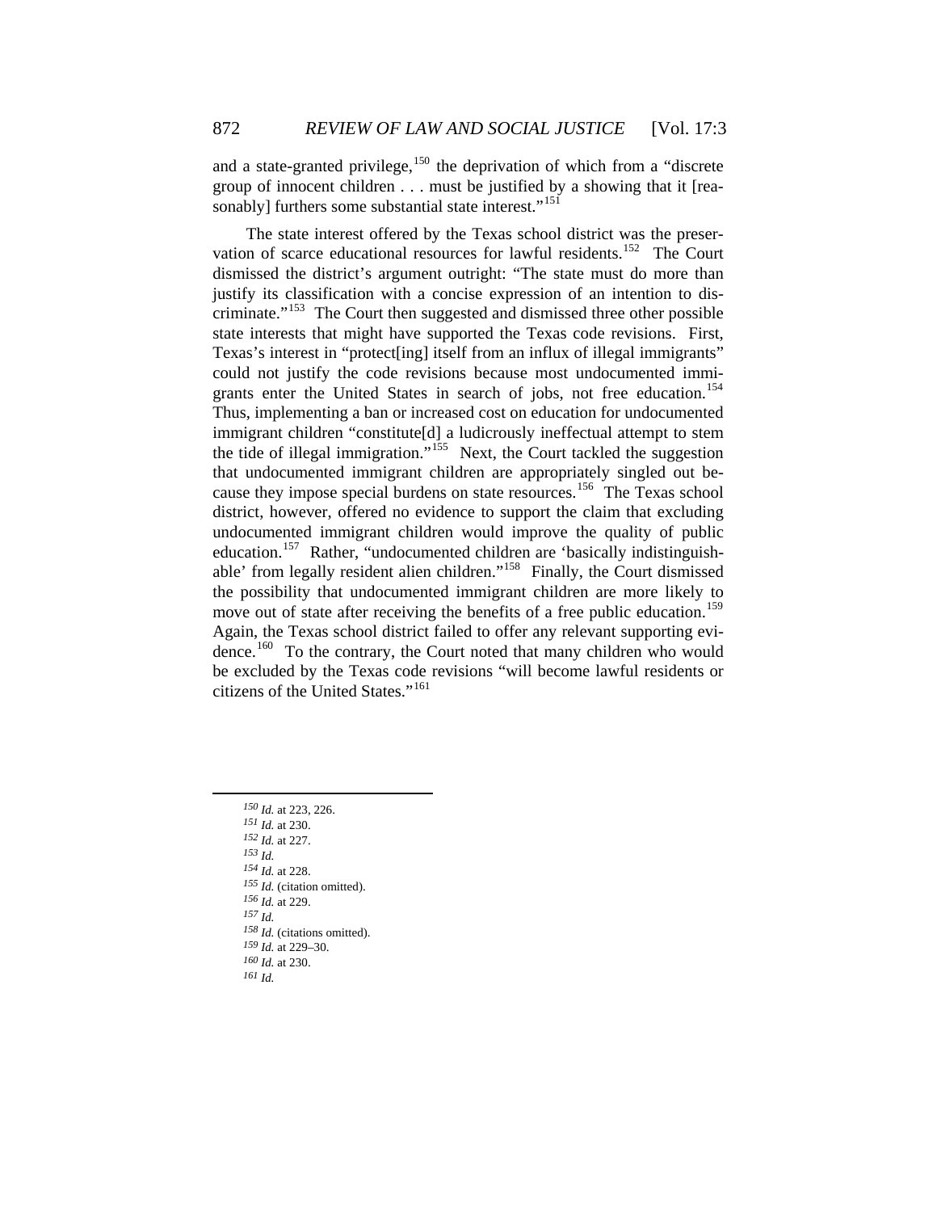and a state-granted privilege,[150] the deprivation of which from a "discrete group of innocent children . . . must be justified by a showing that it [reasonably] furthers some substantial state interest."[151]

The state interest offered by the Texas school district was the preservation of scarce educational resources for lawful residents.[152] The Court dismissed the district's argument outright: "The state must do more than justify its classification with a concise expression of an intention to discriminate."[153] The Court then suggested and dismissed three other possible state interests that might have supported the Texas code revisions. First, Texas's interest in "protect[ing] itself from an influx of illegal immigrants" could not justify the code revisions because most undocumented immigrants enter the United States in search of jobs, not free education.[154] Thus, implementing a ban or increased cost on education for undocumented immigrant children "constitute[d] a ludicrously ineffectual attempt to stem the tide of illegal immigration."[155] Next, the Court tackled the suggestion that undocumented immigrant children are appropriately singled out because they impose special burdens on state resources.[156] The Texas school district, however, offered no evidence to support the claim that excluding undocumented immigrant children would improve the quality of public education.[157] Rather, "undocumented children are 'basically indistinguishable' from legally resident alien children."[158] Finally, the Court dismissed the possibility that undocumented immigrant children are more likely to move out of state after receiving the benefits of a free public education.[159] Again, the Texas school district failed to offer any relevant supporting evidence.[160] To the contrary, the Court noted that many children who would be excluded by the Texas code revisions "will become lawful residents or citizens of the United States."[161]

---

[150] *Id.* at 223, 226.
[151] *Id.* at 230.
[152] *Id.* at 227.
[153] *Id.*
[154] *Id.* at 228.
[155] *Id.* (citation omitted).
[156] *Id.* at 229.
[157] *Id.*
[158] *Id.* (citations omitted).
[159] *Id.* at 229–30.
[160] *Id.* at 230.
[161] *Id.*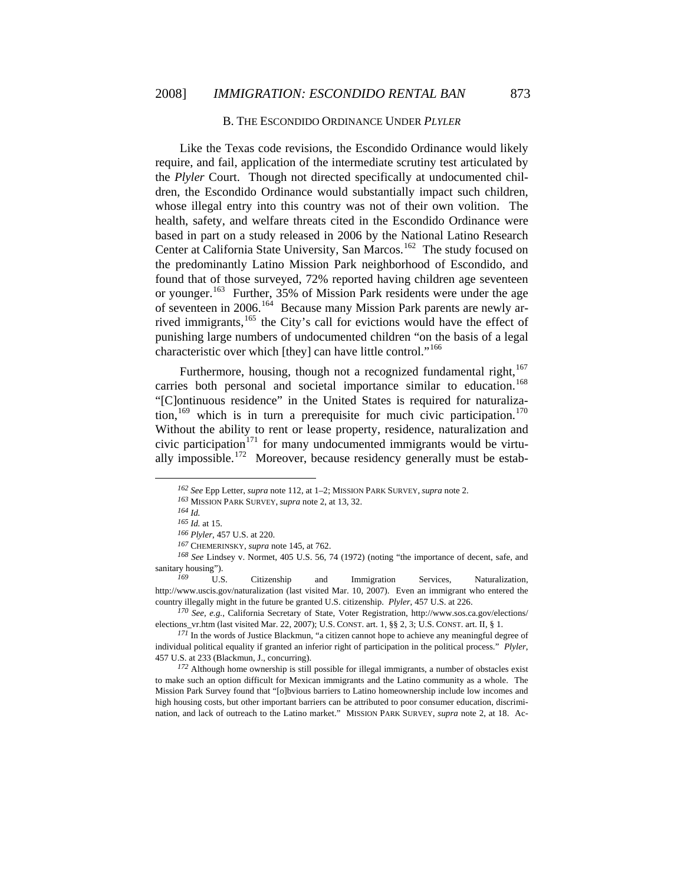### B. THE ESCONDIDO ORDINANCE UNDER *PLYLER*

Like the Texas code revisions, the Escondido Ordinance would likely require, and fail, application of the intermediate scrutiny test articulated by the *Plyler* Court. Though not directed specifically at undocumented children, the Escondido Ordinance would substantially impact such children, whose illegal entry into this country was not of their own volition. The health, safety, and welfare threats cited in the Escondido Ordinance were based in part on a study released in 2006 by the National Latino Research Center at California State University, San Marcos.[162] The study focused on the predominantly Latino Mission Park neighborhood of Escondido, and found that of those surveyed, 72% reported having children age seventeen or younger.[163] Further, 35% of Mission Park residents were under the age of seventeen in 2006.[164] Because many Mission Park parents are newly arrived immigrants,[165] the City's call for evictions would have the effect of punishing large numbers of undocumented children "on the basis of a legal characteristic over which [they] can have little control."[166]

Furthermore, housing, though not a recognized fundamental right,[167] carries both personal and societal importance similar to education.[168] "[C]ontinuous residence" in the United States is required for naturalization,[169] which is in turn a prerequisite for much civic participation.[170] Without the ability to rent or lease property, residence, naturalization and civic participation[171] for many undocumented immigrants would be virtually impossible.[172] Moreover, because residency generally must be estab-

---

162 *See* Epp Letter, *supra* note 112, at 1–2; MISSION PARK SURVEY, *supra* note 2.

163 MISSION PARK SURVEY, *supra* note 2, at 13, 32.

164 *Id.*

165 *Id.* at 15.

166 *Plyler*, 457 U.S. at 220.

167 CHEMERINSKY, *supra* note 145, at 762.

168 *See* Lindsey v. Normet, 405 U.S. 56, 74 (1972) (noting "the importance of decent, safe, and sanitary housing").

169 U.S. Citizenship and Immigration Services, Naturalization, http://www.uscis.gov/naturalization (last visited Mar. 10, 2007). Even an immigrant who entered the country illegally might in the future be granted U.S. citizenship. *Plyler*, 457 U.S. at 226.

170 *See, e.g.*, California Secretary of State, Voter Registration, http://www.sos.ca.gov/elections/elections_vr.htm (last visited Mar. 22, 2007); U.S. CONST. art. 1, §§ 2, 3; U.S. CONST. art. II, § 1.

171 In the words of Justice Blackmun, "a citizen cannot hope to achieve any meaningful degree of individual political equality if granted an inferior right of participation in the political process." *Plyler*, 457 U.S. at 233 (Blackmun, J., concurring).

172 Although home ownership is still possible for illegal immigrants, a number of obstacles exist to make such an option difficult for Mexican immigrants and the Latino community as a whole. The Mission Park Survey found that "[o]bvious barriers to Latino homeownership include low incomes and high housing costs, but other important barriers can be attributed to poor consumer education, discrimination, and lack of outreach to the Latino market." MISSION PARK SURVEY, *supra* note 2, at 18. Ac-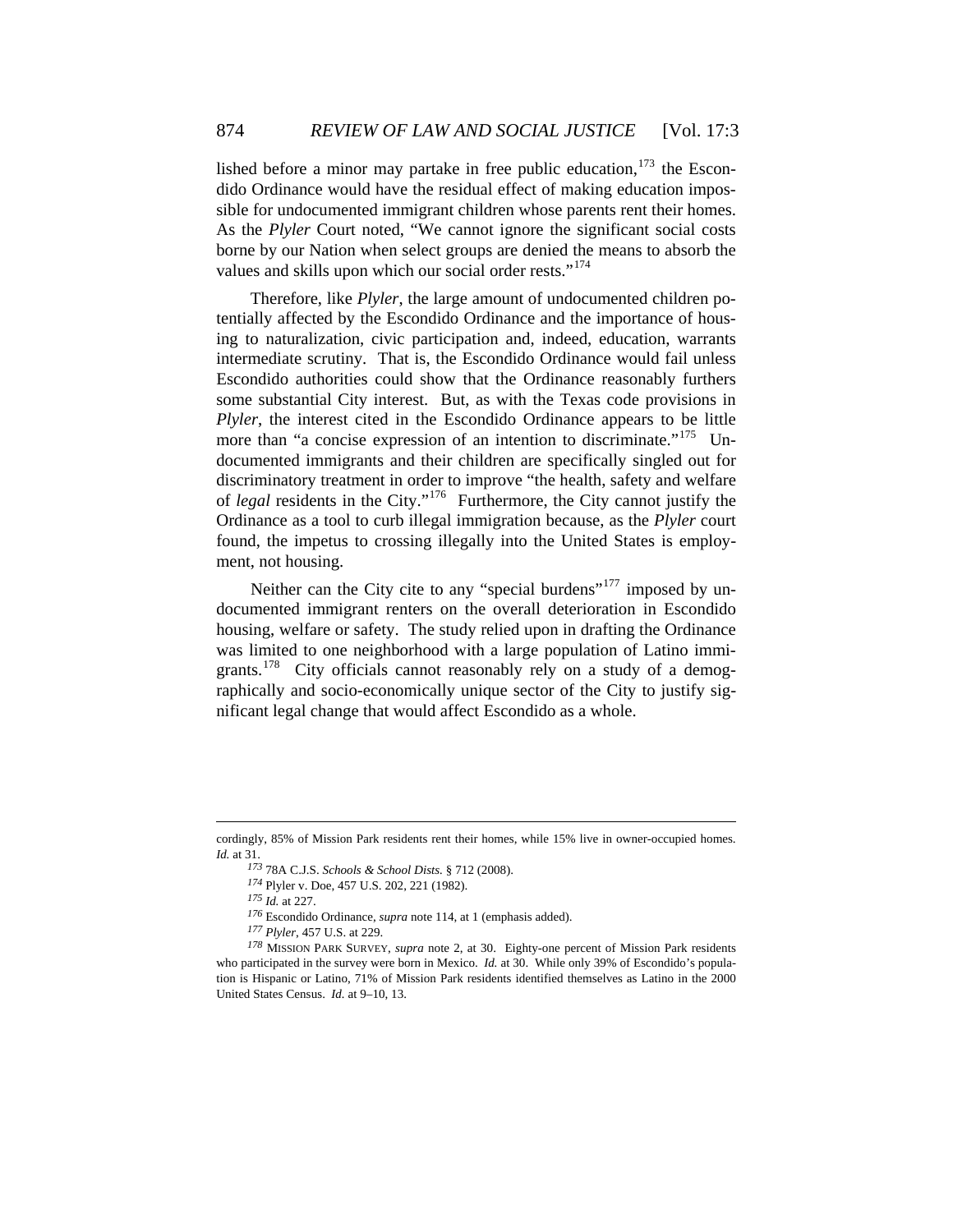lished before a minor may partake in free public education,[173] the Escondido Ordinance would have the residual effect of making education impossible for undocumented immigrant children whose parents rent their homes. As the *Plyler* Court noted, "We cannot ignore the significant social costs borne by our Nation when select groups are denied the means to absorb the values and skills upon which our social order rests."[174]

Therefore, like *Plyler*, the large amount of undocumented children potentially affected by the Escondido Ordinance and the importance of housing to naturalization, civic participation and, indeed, education, warrants intermediate scrutiny. That is, the Escondido Ordinance would fail unless Escondido authorities could show that the Ordinance reasonably furthers some substantial City interest. But, as with the Texas code provisions in *Plyler*, the interest cited in the Escondido Ordinance appears to be little more than "a concise expression of an intention to discriminate."[175] Undocumented immigrants and their children are specifically singled out for discriminatory treatment in order to improve "the health, safety and welfare of *legal* residents in the City."[176] Furthermore, the City cannot justify the Ordinance as a tool to curb illegal immigration because, as the *Plyler* court found, the impetus to crossing illegally into the United States is employment, not housing.

Neither can the City cite to any "special burdens"[177] imposed by undocumented immigrant renters on the overall deterioration in Escondido housing, welfare or safety. The study relied upon in drafting the Ordinance was limited to one neighborhood with a large population of Latino immigrants.[178] City officials cannot reasonably rely on a study of a demographically and socio-economically unique sector of the City to justify significant legal change that would affect Escondido as a whole.

---

cordingly, 85% of Mission Park residents rent their homes, while 15% live in owner-occupied homes. *Id.* at 31.

[173] 78A C.J.S. *Schools & School Dists.* § 712 (2008).

[174] Plyler v. Doe, 457 U.S. 202, 221 (1982).

[175] *Id.* at 227.

[176] Escondido Ordinance, *supra* note 114, at 1 (emphasis added).

[177] *Plyler*, 457 U.S. at 229.

[178] MISSION PARK SURVEY, *supra* note 2, at 30. Eighty-one percent of Mission Park residents who participated in the survey were born in Mexico. *Id.* at 30. While only 39% of Escondido's population is Hispanic or Latino, 71% of Mission Park residents identified themselves as Latino in the 2000 United States Census. *Id.* at 9–10, 13.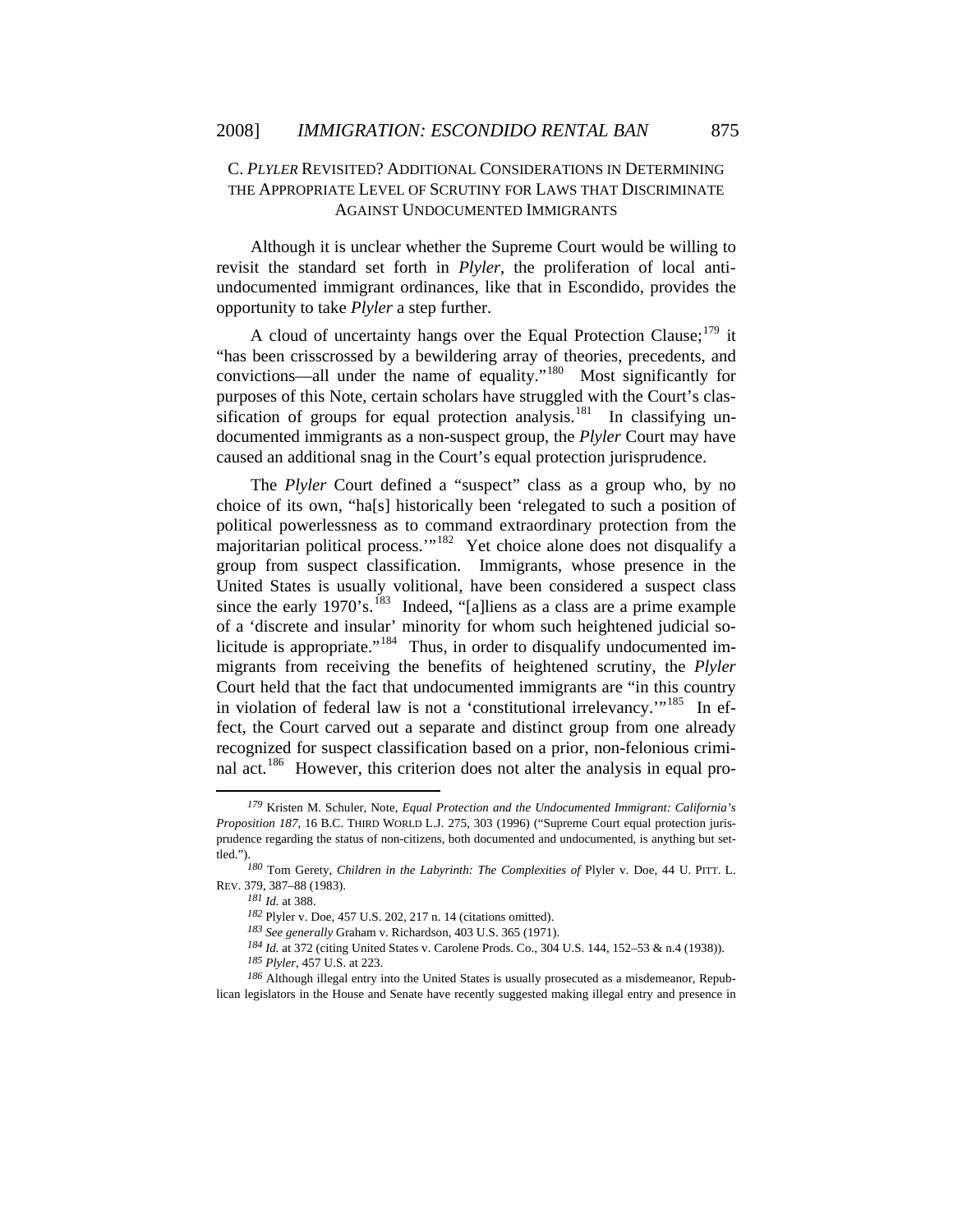### C. *PLYLER* REVISITED? ADDITIONAL CONSIDERATIONS IN DETERMINING THE APPROPRIATE LEVEL OF SCRUTINY FOR LAWS THAT DISCRIMINATE AGAINST UNDOCUMENTED IMMIGRANTS

Although it is unclear whether the Supreme Court would be willing to revisit the standard set forth in *Plyler*, the proliferation of local anti-undocumented immigrant ordinances, like that in Escondido, provides the opportunity to take *Plyler* a step further.

A cloud of uncertainty hangs over the Equal Protection Clause;[179] it "has been crisscrossed by a bewildering array of theories, precedents, and convictions—all under the name of equality."[180] Most significantly for purposes of this Note, certain scholars have struggled with the Court's classification of groups for equal protection analysis.[181] In classifying undocumented immigrants as a non-suspect group, the *Plyler* Court may have caused an additional snag in the Court's equal protection jurisprudence.

The *Plyler* Court defined a "suspect" class as a group who, by no choice of its own, "ha[s] historically been 'relegated to such a position of political powerlessness as to command extraordinary protection from the majoritarian political process.'"[182] Yet choice alone does not disqualify a group from suspect classification. Immigrants, whose presence in the United States is usually volitional, have been considered a suspect class since the early 1970's.[183] Indeed, "[a]liens as a class are a prime example of a 'discrete and insular' minority for whom such heightened judicial solicitude is appropriate."[184] Thus, in order to disqualify undocumented immigrants from receiving the benefits of heightened scrutiny, the *Plyler* Court held that the fact that undocumented immigrants are "in this country in violation of federal law is not a 'constitutional irrelevancy.'"[185] In effect, the Court carved out a separate and distinct group from one already recognized for suspect classification based on a prior, non-felonious criminal act.[186] However, this criterion does not alter the analysis in equal pro-

---

[179] Kristen M. Schuler, Note, *Equal Protection and the Undocumented Immigrant: California's Proposition 187*, 16 B.C. THIRD WORLD L.J. 275, 303 (1996) ("Supreme Court equal protection jurisprudence regarding the status of non-citizens, both documented and undocumented, is anything but settled.").

[180] Tom Gerety, *Children in the Labyrinth: The Complexities of* Plyler v. Doe, 44 U. PITT. L. REV. 379, 387–88 (1983).

[181] *Id.* at 388.

[182] Plyler v. Doe, 457 U.S. 202, 217 n. 14 (citations omitted).

[183] *See generally* Graham v. Richardson, 403 U.S. 365 (1971).

[184] *Id.* at 372 (citing United States v. Carolene Prods. Co., 304 U.S. 144, 152–53 & n.4 (1938)).

[185] *Plyler*, 457 U.S. at 223.

[186] Although illegal entry into the United States is usually prosecuted as a misdemeanor, Republican legislators in the House and Senate have recently suggested making illegal entry and presence in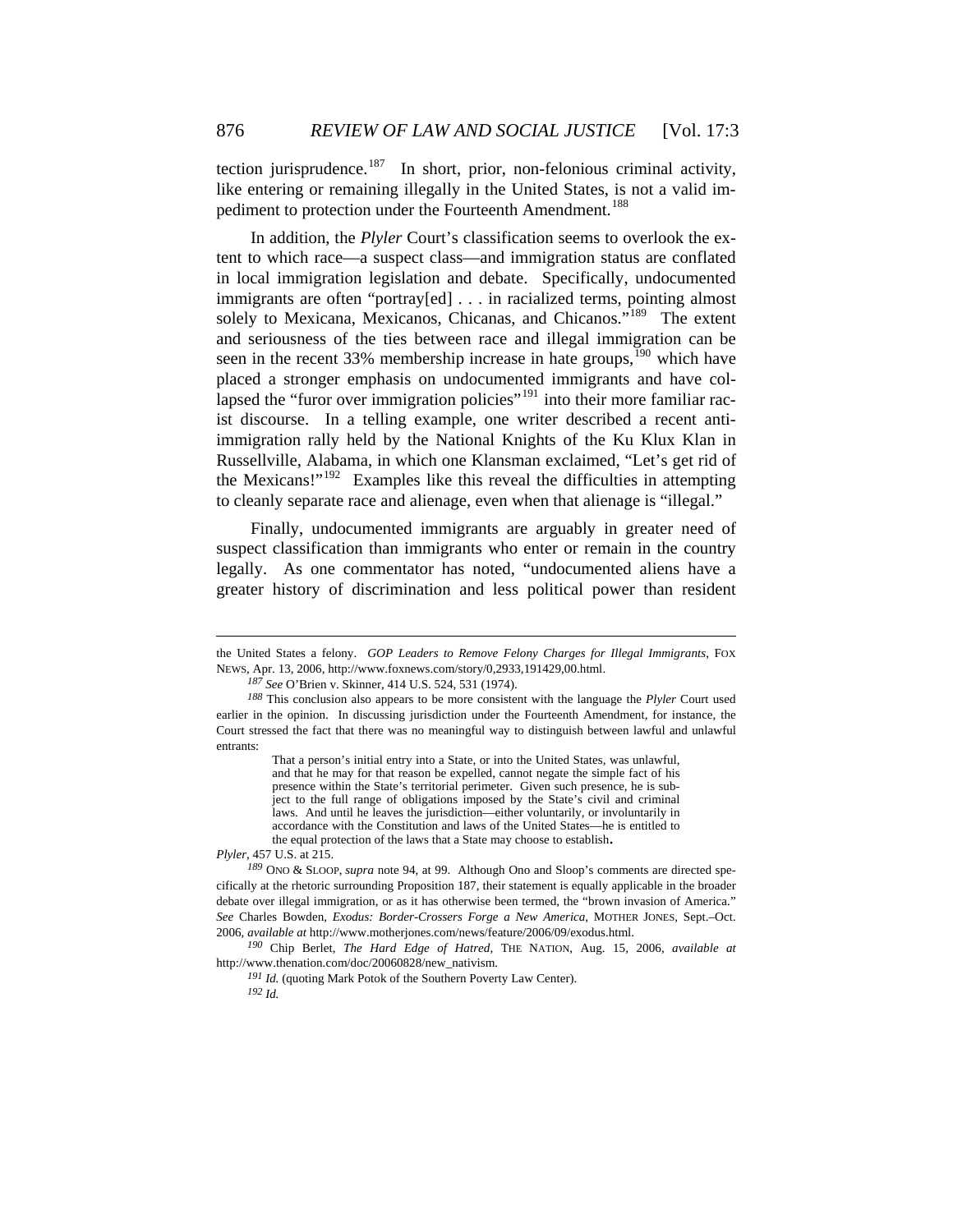tection jurisprudence.[187] In short, prior, non-felonious criminal activity, like entering or remaining illegally in the United States, is not a valid impediment to protection under the Fourteenth Amendment.[188]

In addition, the *Plyler* Court's classification seems to overlook the extent to which race—a suspect class—and immigration status are conflated in local immigration legislation and debate. Specifically, undocumented immigrants are often "portray[ed] . . . in racialized terms, pointing almost solely to Mexicana, Mexicanos, Chicanas, and Chicanos."[189] The extent and seriousness of the ties between race and illegal immigration can be seen in the recent 33% membership increase in hate groups,[190] which have placed a stronger emphasis on undocumented immigrants and have collapsed the "furor over immigration policies"[191] into their more familiar racist discourse. In a telling example, one writer described a recent anti-immigration rally held by the National Knights of the Ku Klux Klan in Russellville, Alabama, in which one Klansman exclaimed, "Let's get rid of the Mexicans!"[192] Examples like this reveal the difficulties in attempting to cleanly separate race and alienage, even when that alienage is "illegal."

Finally, undocumented immigrants are arguably in greater need of suspect classification than immigrants who enter or remain in the country legally. As one commentator has noted, "undocumented aliens have a greater history of discrimination and less political power than resident

---

the United States a felony. *GOP Leaders to Remove Felony Charges for Illegal Immigrants*, FOX NEWS, Apr. 13, 2006, http://www.foxnews.com/story/0,2933,191429,00.html.

[187] *See* O'Brien v. Skinner, 414 U.S. 524, 531 (1974).

[188] This conclusion also appears to be more consistent with the language the *Plyler* Court used earlier in the opinion. In discussing jurisdiction under the Fourteenth Amendment, for instance, the Court stressed the fact that there was no meaningful way to distinguish between lawful and unlawful entrants:

> That a person's initial entry into a State, or into the United States, was unlawful, and that he may for that reason be expelled, cannot negate the simple fact of his presence within the State's territorial perimeter. Given such presence, he is subject to the full range of obligations imposed by the State's civil and criminal laws. And until he leaves the jurisdiction—either voluntarily, or involuntarily in accordance with the Constitution and laws of the United States—he is entitled to the equal protection of the laws that a State may choose to establish.

*Plyler*, 457 U.S. at 215.

[189] ONO & SLOOP, *supra* note 94, at 99. Although Ono and Sloop's comments are directed specifically at the rhetoric surrounding Proposition 187, their statement is equally applicable in the broader debate over illegal immigration, or as it has otherwise been termed, the "brown invasion of America." *See* Charles Bowden, *Exodus: Border-Crossers Forge a New America*, MOTHER JONES, Sept.–Oct. 2006, *available at* http://www.motherjones.com/news/feature/2006/09/exodus.html.

[190] Chip Berlet, *The Hard Edge of Hatred*, THE NATION, Aug. 15, 2006, *available at* http://www.thenation.com/doc/20060828/new_nativism.

[191] *Id.* (quoting Mark Potok of the Southern Poverty Law Center).

[192] *Id.*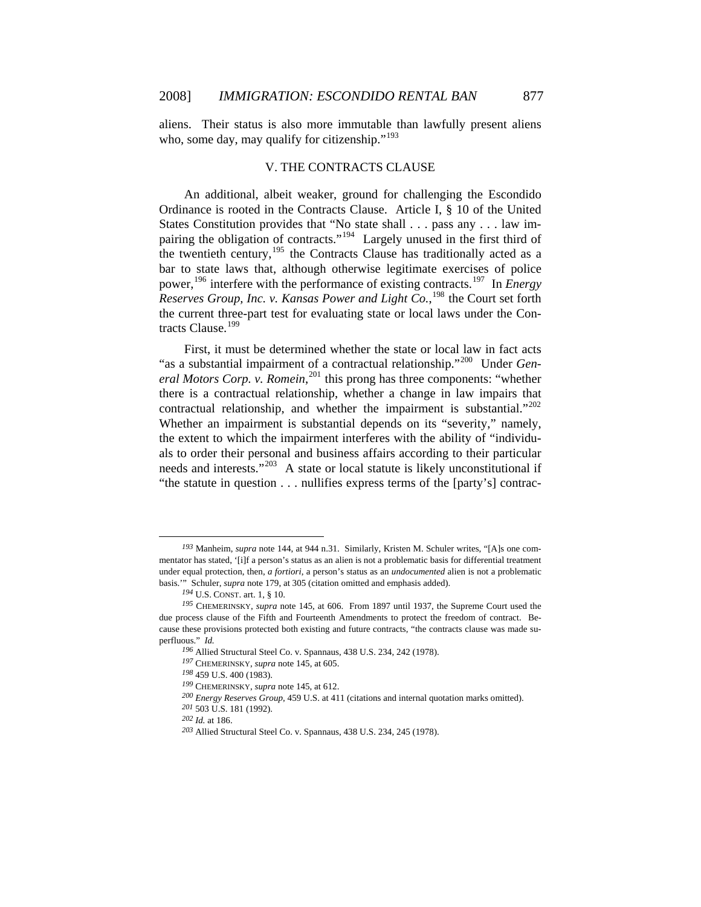aliens. Their status is also more immutable than lawfully present aliens who, some day, may qualify for citizenship."[193]

## V. THE CONTRACTS CLAUSE

An additional, albeit weaker, ground for challenging the Escondido Ordinance is rooted in the Contracts Clause. Article I, § 10 of the United States Constitution provides that "No state shall . . . pass any . . . law impairing the obligation of contracts."[194] Largely unused in the first third of the twentieth century,[195] the Contracts Clause has traditionally acted as a bar to state laws that, although otherwise legitimate exercises of police power,[196] interfere with the performance of existing contracts.[197] In *Energy Reserves Group, Inc. v. Kansas Power and Light Co.*,[198] the Court set forth the current three-part test for evaluating state or local laws under the Contracts Clause.[199]

First, it must be determined whether the state or local law in fact acts "as a substantial impairment of a contractual relationship."[200] Under *General Motors Corp. v. Romein*,[201] this prong has three components: "whether there is a contractual relationship, whether a change in law impairs that contractual relationship, and whether the impairment is substantial."[202] Whether an impairment is substantial depends on its "severity," namely, the extent to which the impairment interferes with the ability of "individuals to order their personal and business affairs according to their particular needs and interests."[203] A state or local statute is likely unconstitutional if "the statute in question . . . nullifies express terms of the [party's] contrac-

---

[193] Manheim, *supra* note 144, at 944 n.31. Similarly, Kristen M. Schuler writes, "[A]s one commentator has stated, '[i]f a person's status as an alien is not a problematic basis for differential treatment under equal protection, then, *a fortiori*, a person's status as an *undocumented* alien is not a problematic basis.'" Schuler, *supra* note 179, at 305 (citation omitted and emphasis added).

[194] U.S. CONST. art. 1, § 10.

[195] CHEMERINSKY, *supra* note 145, at 606. From 1897 until 1937, the Supreme Court used the due process clause of the Fifth and Fourteenth Amendments to protect the freedom of contract. Because these provisions protected both existing and future contracts, "the contracts clause was made superfluous." *Id.*

[196] Allied Structural Steel Co. v. Spannaus, 438 U.S. 234, 242 (1978).

[197] CHEMERINSKY, *supra* note 145, at 605.

[198] 459 U.S. 400 (1983).

[199] CHEMERINSKY, *supra* note 145, at 612.

[200] *Energy Reserves Group*, 459 U.S. at 411 (citations and internal quotation marks omitted).

[201] 503 U.S. 181 (1992).

[202] *Id.* at 186.

[203] Allied Structural Steel Co. v. Spannaus, 438 U.S. 234, 245 (1978).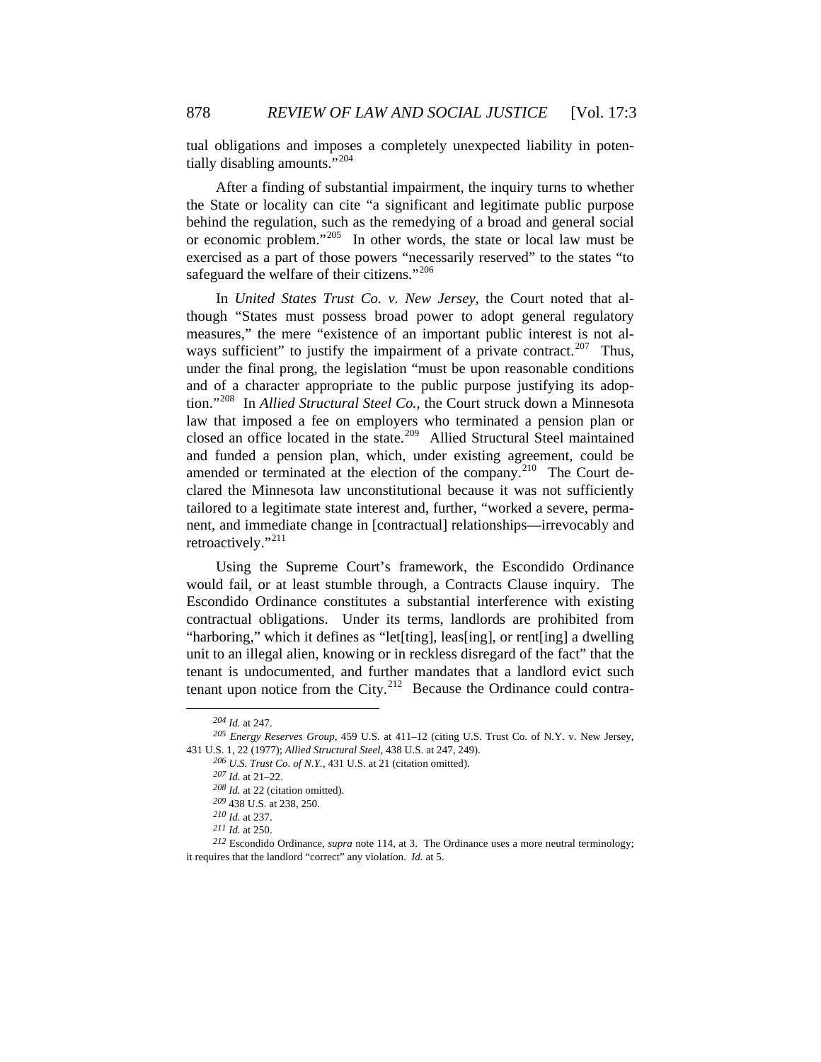tual obligations and imposes a completely unexpected liability in potentially disabling amounts."[204]

After a finding of substantial impairment, the inquiry turns to whether the State or locality can cite "a significant and legitimate public purpose behind the regulation, such as the remedying of a broad and general social or economic problem."[205] In other words, the state or local law must be exercised as a part of those powers "necessarily reserved" to the states "to safeguard the welfare of their citizens."[206]

In *United States Trust Co. v. New Jersey*, the Court noted that although "States must possess broad power to adopt general regulatory measures," the mere "existence of an important public interest is not always sufficient" to justify the impairment of a private contract.[207] Thus, under the final prong, the legislation "must be upon reasonable conditions and of a character appropriate to the public purpose justifying its adoption."[208] In *Allied Structural Steel Co.*, the Court struck down a Minnesota law that imposed a fee on employers who terminated a pension plan or closed an office located in the state.[209] Allied Structural Steel maintained and funded a pension plan, which, under existing agreement, could be amended or terminated at the election of the company.[210] The Court declared the Minnesota law unconstitutional because it was not sufficiently tailored to a legitimate state interest and, further, "worked a severe, permanent, and immediate change in [contractual] relationships—irrevocably and retroactively."[211]

Using the Supreme Court's framework, the Escondido Ordinance would fail, or at least stumble through, a Contracts Clause inquiry. The Escondido Ordinance constitutes a substantial interference with existing contractual obligations. Under its terms, landlords are prohibited from "harboring," which it defines as "let[ting], leas[ing], or rent[ing] a dwelling unit to an illegal alien, knowing or in reckless disregard of the fact" that the tenant is undocumented, and further mandates that a landlord evict such tenant upon notice from the City.[212] Because the Ordinance could contra-

---

[204] *Id.* at 247.

[205] *Energy Reserves Group*, 459 U.S. at 411–12 (citing U.S. Trust Co. of N.Y. v. New Jersey, 431 U.S. 1, 22 (1977); *Allied Structural Steel*, 438 U.S. at 247, 249).

[206] *U.S. Trust Co. of N.Y.*, 431 U.S. at 21 (citation omitted).

[207] *Id.* at 21–22.

[208] *Id.* at 22 (citation omitted).

[209] 438 U.S. at 238, 250.

[210] *Id.* at 237.

[211] *Id.* at 250.

[212] Escondido Ordinance, *supra* note 114, at 3. The Ordinance uses a more neutral terminology; it requires that the landlord "correct" any violation. *Id.* at 5.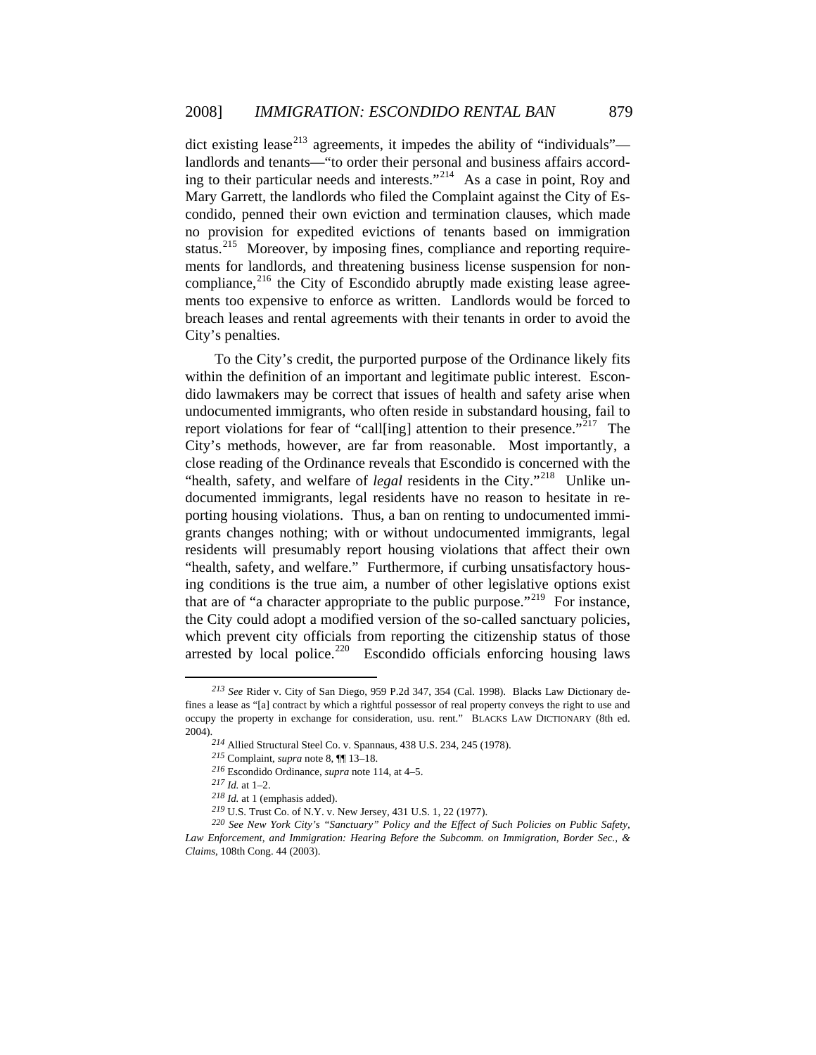dict existing lease[213] agreements, it impedes the ability of "individuals"—landlords and tenants—"to order their personal and business affairs according to their particular needs and interests."[214] As a case in point, Roy and Mary Garrett, the landlords who filed the Complaint against the City of Escondido, penned their own eviction and termination clauses, which made no provision for expedited evictions of tenants based on immigration status.[215] Moreover, by imposing fines, compliance and reporting requirements for landlords, and threatening business license suspension for noncompliance,[216] the City of Escondido abruptly made existing lease agreements too expensive to enforce as written. Landlords would be forced to breach leases and rental agreements with their tenants in order to avoid the City's penalties.

To the City's credit, the purported purpose of the Ordinance likely fits within the definition of an important and legitimate public interest. Escondido lawmakers may be correct that issues of health and safety arise when undocumented immigrants, who often reside in substandard housing, fail to report violations for fear of "call[ing] attention to their presence."[217] The City's methods, however, are far from reasonable. Most importantly, a close reading of the Ordinance reveals that Escondido is concerned with the "health, safety, and welfare of *legal* residents in the City."[218] Unlike undocumented immigrants, legal residents have no reason to hesitate in reporting housing violations. Thus, a ban on renting to undocumented immigrants changes nothing; with or without undocumented immigrants, legal residents will presumably report housing violations that affect their own "health, safety, and welfare." Furthermore, if curbing unsatisfactory housing conditions is the true aim, a number of other legislative options exist that are of "a character appropriate to the public purpose."[219] For instance, the City could adopt a modified version of the so-called sanctuary policies, which prevent city officials from reporting the citizenship status of those arrested by local police.[220] Escondido officials enforcing housing laws

---

[213] *See* Rider v. City of San Diego, 959 P.2d 347, 354 (Cal. 1998). Blacks Law Dictionary defines a lease as "[a] contract by which a rightful possessor of real property conveys the right to use and occupy the property in exchange for consideration, usu. rent." BLACKS LAW DICTIONARY (8th ed. 2004).

[214] Allied Structural Steel Co. v. Spannaus, 438 U.S. 234, 245 (1978).

[215] Complaint, *supra* note 8, ¶¶ 13–18.

[216] Escondido Ordinance, *supra* note 114, at 4–5.

[217] *Id.* at 1–2.

[218] *Id.* at 1 (emphasis added).

[219] U.S. Trust Co. of N.Y. v. New Jersey, 431 U.S. 1, 22 (1977).

[220] *See New York City's "Sanctuary" Policy and the Effect of Such Policies on Public Safety, Law Enforcement, and Immigration: Hearing Before the Subcomm. on Immigration, Border Sec., & Claims*, 108th Cong. 44 (2003).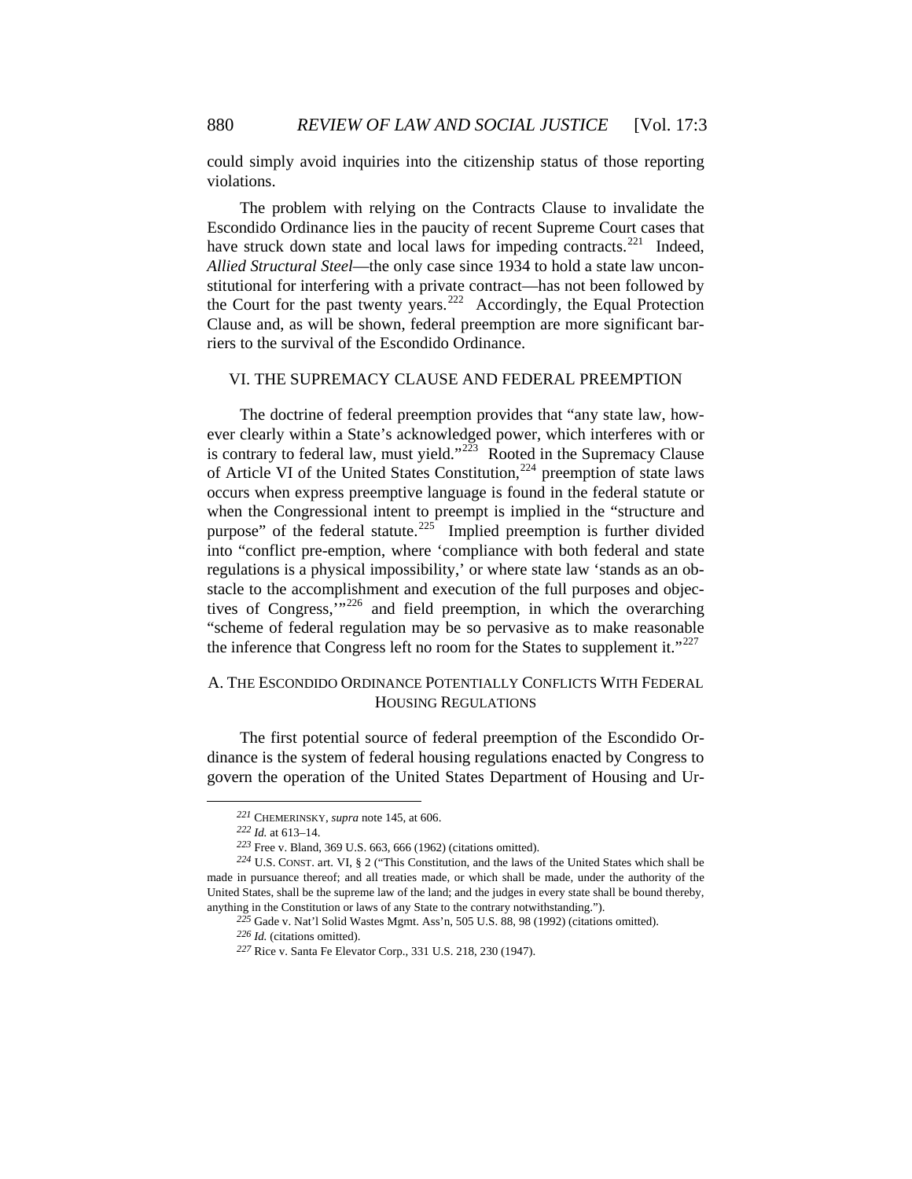could simply avoid inquiries into the citizenship status of those reporting violations.

The problem with relying on the Contracts Clause to invalidate the Escondido Ordinance lies in the paucity of recent Supreme Court cases that have struck down state and local laws for impeding contracts.[221] Indeed, *Allied Structural Steel*—the only case since 1934 to hold a state law unconstitutional for interfering with a private contract—has not been followed by the Court for the past twenty years.[222] Accordingly, the Equal Protection Clause and, as will be shown, federal preemption are more significant barriers to the survival of the Escondido Ordinance.

## VI. THE SUPREMACY CLAUSE AND FEDERAL PREEMPTION

The doctrine of federal preemption provides that "any state law, however clearly within a State's acknowledged power, which interferes with or is contrary to federal law, must yield."[223] Rooted in the Supremacy Clause of Article VI of the United States Constitution,[224] preemption of state laws occurs when express preemptive language is found in the federal statute or when the Congressional intent to preempt is implied in the "structure and purpose" of the federal statute.[225] Implied preemption is further divided into "conflict pre-emption, where 'compliance with both federal and state regulations is a physical impossibility,' or where state law 'stands as an obstacle to the accomplishment and execution of the full purposes and objectives of Congress,'"[226] and field preemption, in which the overarching "scheme of federal regulation may be so pervasive as to make reasonable the inference that Congress left no room for the States to supplement it."[227]

### A. THE ESCONDIDO ORDINANCE POTENTIALLY CONFLICTS WITH FEDERAL HOUSING REGULATIONS

The first potential source of federal preemption of the Escondido Ordinance is the system of federal housing regulations enacted by Congress to govern the operation of the United States Department of Housing and Ur-

---

221 CHEMERINSKY, *supra* note 145, at 606.

222 *Id.* at 613–14.

223 Free v. Bland, 369 U.S. 663, 666 (1962) (citations omitted).

224 U.S. CONST. art. VI, § 2 ("This Constitution, and the laws of the United States which shall be made in pursuance thereof; and all treaties made, or which shall be made, under the authority of the United States, shall be the supreme law of the land; and the judges in every state shall be bound thereby, anything in the Constitution or laws of any State to the contrary notwithstanding.").

225 Gade v. Nat'l Solid Wastes Mgmt. Ass'n, 505 U.S. 88, 98 (1992) (citations omitted).

226 *Id.* (citations omitted).

227 Rice v. Santa Fe Elevator Corp., 331 U.S. 218, 230 (1947).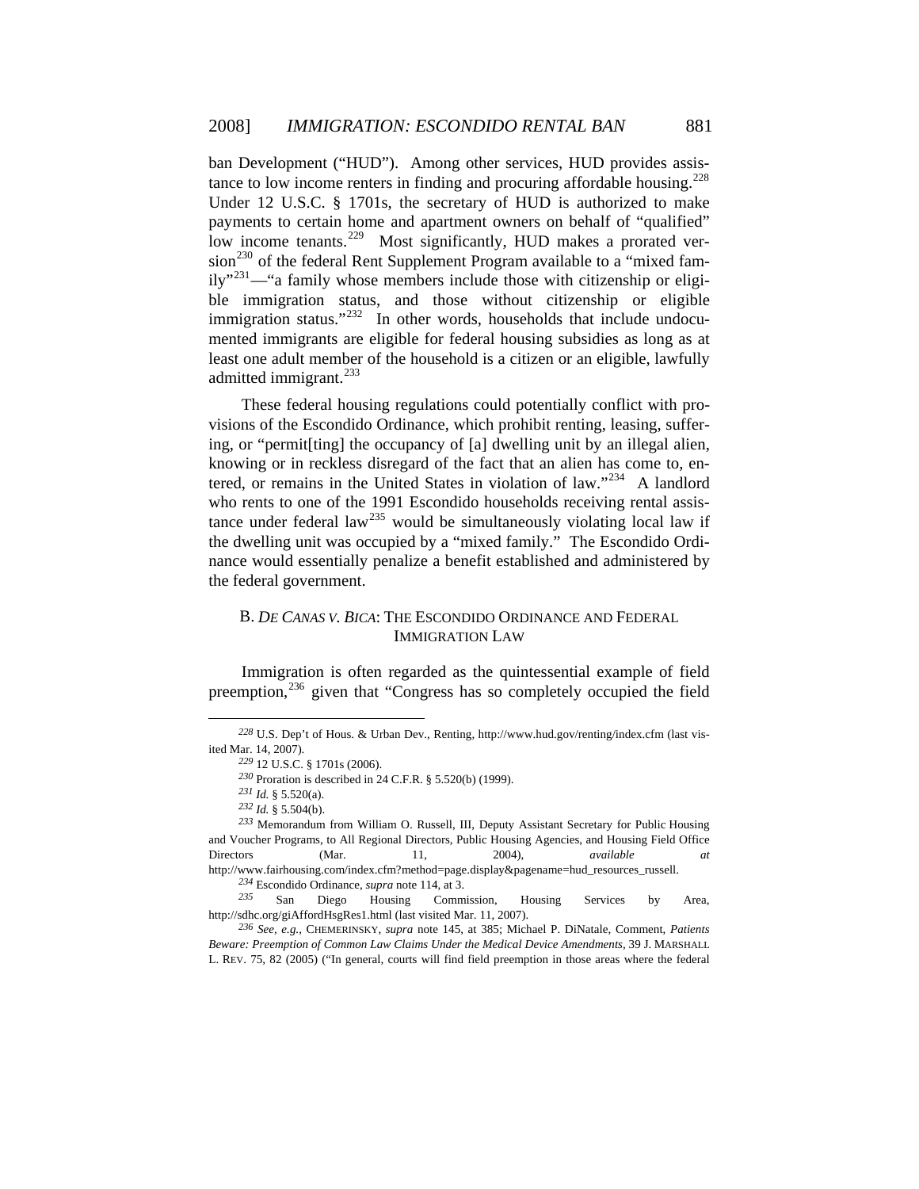ban Development ("HUD"). Among other services, HUD provides assistance to low income renters in finding and procuring affordable housing.[228] Under 12 U.S.C. § 1701s, the secretary of HUD is authorized to make payments to certain home and apartment owners on behalf of "qualified" low income tenants.[229] Most significantly, HUD makes a prorated version[230] of the federal Rent Supplement Program available to a "mixed family"[231]—"a family whose members include those with citizenship or eligible immigration status, and those without citizenship or eligible immigration status."[232] In other words, households that include undocumented immigrants are eligible for federal housing subsidies as long as at least one adult member of the household is a citizen or an eligible, lawfully admitted immigrant.[233]

These federal housing regulations could potentially conflict with provisions of the Escondido Ordinance, which prohibit renting, leasing, suffering, or "permit[ting] the occupancy of [a] dwelling unit by an illegal alien, knowing or in reckless disregard of the fact that an alien has come to, entered, or remains in the United States in violation of law."[234] A landlord who rents to one of the 1991 Escondido households receiving rental assistance under federal law[235] would be simultaneously violating local law if the dwelling unit was occupied by a "mixed family." The Escondido Ordinance would essentially penalize a benefit established and administered by the federal government.

### B. *De Canas v. Bica*: The Escondido Ordinance and Federal Immigration Law

Immigration is often regarded as the quintessential example of field preemption,[236] given that "Congress has so completely occupied the field

---

[228] U.S. Dep't of Hous. & Urban Dev., Renting, http://www.hud.gov/renting/index.cfm (last visited Mar. 14, 2007).

[229] 12 U.S.C. § 1701s (2006).

[230] Proration is described in 24 C.F.R. § 5.520(b) (1999).

[231] *Id.* § 5.520(a).

[232] *Id.* § 5.504(b).

[233] Memorandum from William O. Russell, III, Deputy Assistant Secretary for Public Housing and Voucher Programs, to All Regional Directors, Public Housing Agencies, and Housing Field Office Directors (Mar. 11, 2004), *available at* http://www.fairhousing.com/index.cfm?method=page.display&pagename=hud_resources_russell.

[234] Escondido Ordinance, *supra* note 114, at 3.

[235] San Diego Housing Commission, Housing Services by Area, http://sdhc.org/giAffordHsgRes1.html (last visited Mar. 11, 2007).

[236] *See, e.g.*, CHEMERINSKY, *supra* note 145, at 385; Michael P. DiNatale, Comment, *Patients Beware: Preemption of Common Law Claims Under the Medical Device Amendments*, 39 J. MARSHALL L. REV. 75, 82 (2005) ("In general, courts will find field preemption in those areas where the federal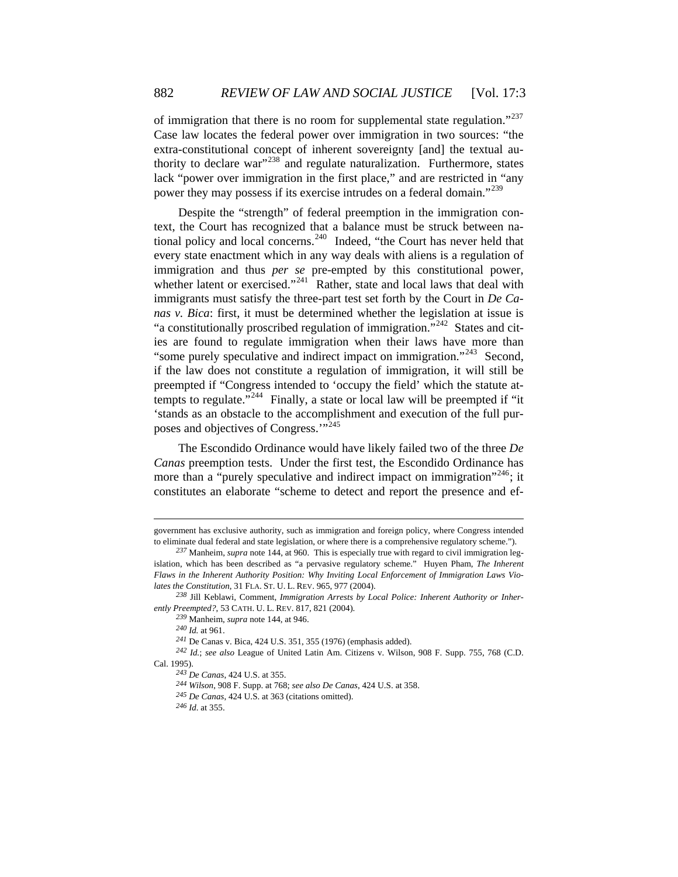of immigration that there is no room for supplemental state regulation."[237] Case law locates the federal power over immigration in two sources: "the extra-constitutional concept of inherent sovereignty [and] the textual authority to declare war"[238] and regulate naturalization. Furthermore, states lack "power over immigration in the first place," and are restricted in "any power they may possess if its exercise intrudes on a federal domain."[239]

Despite the "strength" of federal preemption in the immigration context, the Court has recognized that a balance must be struck between national policy and local concerns.[240] Indeed, "the Court has never held that every state enactment which in any way deals with aliens is a regulation of immigration and thus *per se* pre-empted by this constitutional power, whether latent or exercised."[241] Rather, state and local laws that deal with immigrants must satisfy the three-part test set forth by the Court in *De Canas v. Bica*: first, it must be determined whether the legislation at issue is "a constitutionally proscribed regulation of immigration."[242] States and cities are found to regulate immigration when their laws have more than "some purely speculative and indirect impact on immigration."[243] Second, if the law does not constitute a regulation of immigration, it will still be preempted if "Congress intended to 'occupy the field' which the statute attempts to regulate."[244] Finally, a state or local law will be preempted if "it 'stands as an obstacle to the accomplishment and execution of the full purposes and objectives of Congress.'"[245]

The Escondido Ordinance would have likely failed two of the three *De Canas* preemption tests. Under the first test, the Escondido Ordinance has more than a "purely speculative and indirect impact on immigration"[246]; it constitutes an elaborate "scheme to detect and report the presence and ef-

---

government has exclusive authority, such as immigration and foreign policy, where Congress intended to eliminate dual federal and state legislation, or where there is a comprehensive regulatory scheme.").

[237] Manheim, *supra* note 144, at 960. This is especially true with regard to civil immigration legislation, which has been described as "a pervasive regulatory scheme." Huyen Pham, *The Inherent Flaws in the Inherent Authority Position: Why Inviting Local Enforcement of Immigration Laws Violates the Constitution*, 31 FLA. ST. U. L. REV. 965, 977 (2004).

[238] Jill Keblawi, Comment, *Immigration Arrests by Local Police: Inherent Authority or Inherently Preempted?*, 53 CATH. U. L. REV. 817, 821 (2004).

[239] Manheim, *supra* note 144, at 946.

[240] *Id.* at 961.

[241] De Canas v. Bica, 424 U.S. 351, 355 (1976) (emphasis added).

[242] *Id.*; *see also* League of United Latin Am. Citizens v. Wilson, 908 F. Supp. 755, 768 (C.D. Cal. 1995).

[243] *De Canas*, 424 U.S. at 355.

[244] *Wilson*, 908 F. Supp. at 768; *see also De Canas*, 424 U.S. at 358.

[245] *De Canas*, 424 U.S. at 363 (citations omitted).

[246] *Id.* at 355.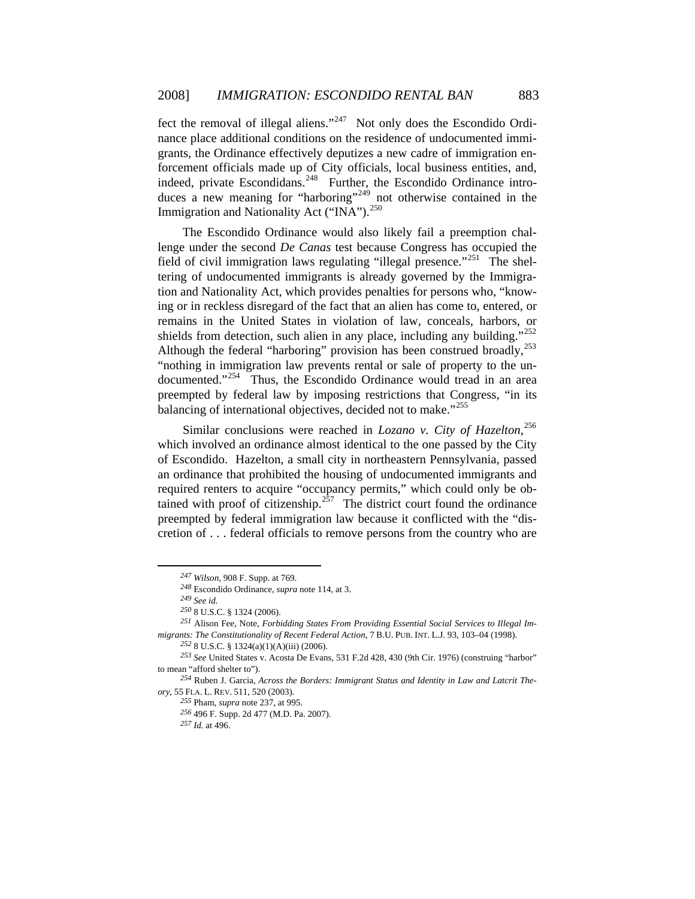fect the removal of illegal aliens."[247] Not only does the Escondido Ordinance place additional conditions on the residence of undocumented immigrants, the Ordinance effectively deputizes a new cadre of immigration enforcement officials made up of City officials, local business entities, and, indeed, private Escondidans.[248] Further, the Escondido Ordinance introduces a new meaning for "harboring"[249] not otherwise contained in the Immigration and Nationality Act ("INA").[250]

The Escondido Ordinance would also likely fail a preemption challenge under the second *De Canas* test because Congress has occupied the field of civil immigration laws regulating "illegal presence."[251] The sheltering of undocumented immigrants is already governed by the Immigration and Nationality Act, which provides penalties for persons who, "knowing or in reckless disregard of the fact that an alien has come to, entered, or remains in the United States in violation of law, conceals, harbors, or shields from detection, such alien in any place, including any building."[252] Although the federal "harboring" provision has been construed broadly,[253] "nothing in immigration law prevents rental or sale of property to the undocumented."[254] Thus, the Escondido Ordinance would tread in an area preempted by federal law by imposing restrictions that Congress, "in its balancing of international objectives, decided not to make."[255]

Similar conclusions were reached in *Lozano v. City of Hazelton*,[256] which involved an ordinance almost identical to the one passed by the City of Escondido. Hazelton, a small city in northeastern Pennsylvania, passed an ordinance that prohibited the housing of undocumented immigrants and required renters to acquire "occupancy permits," which could only be obtained with proof of citizenship.[257] The district court found the ordinance preempted by federal immigration law because it conflicted with the "discretion of . . . federal officials to remove persons from the country who are

---

[247] *Wilson*, 908 F. Supp. at 769.

[248] Escondido Ordinance, *supra* note 114, at 3.

[249] *See id.*

[250] 8 U.S.C. § 1324 (2006).

[251] Alison Fee, Note, *Forbidding States From Providing Essential Social Services to Illegal Immigrants: The Constitutionality of Recent Federal Action*, 7 B.U. PUB. INT. L.J. 93, 103–04 (1998).

[252] 8 U.S.C. § 1324(a)(1)(A)(iii) (2006).

[253] *See* United States v. Acosta De Evans, 531 F.2d 428, 430 (9th Cir. 1976) (construing "harbor" to mean "afford shelter to").

[254] Ruben J. Garcia, *Across the Borders: Immigrant Status and Identity in Law and Latcrit Theory*, 55 FLA. L. REV. 511, 520 (2003).

[255] Pham, *supra* note 237, at 995.

[256] 496 F. Supp. 2d 477 (M.D. Pa. 2007).

[257] *Id.* at 496.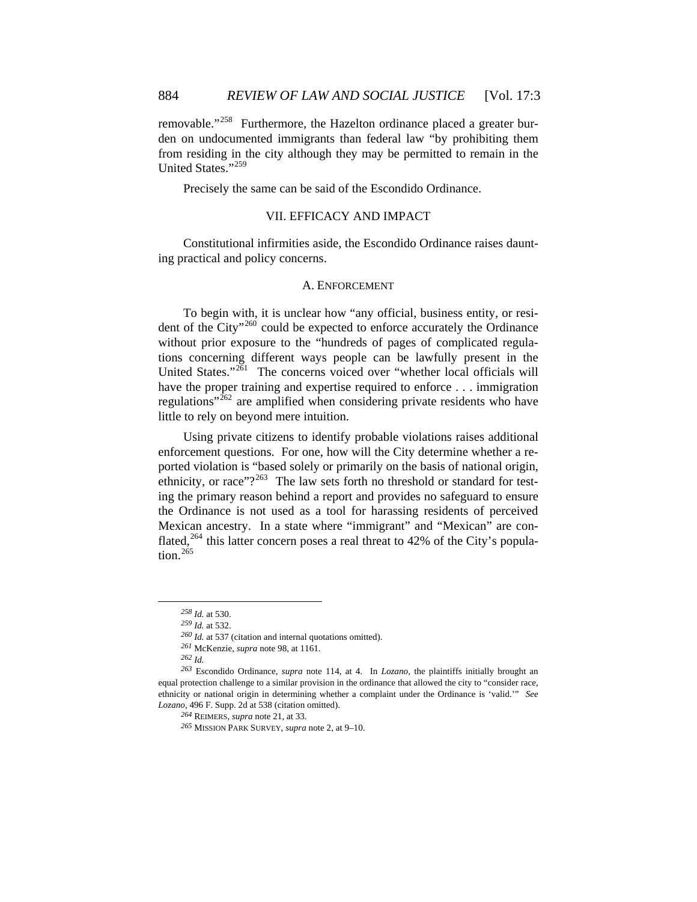removable."[258] Furthermore, the Hazelton ordinance placed a greater burden on undocumented immigrants than federal law "by prohibiting them from residing in the city although they may be permitted to remain in the United States."[259]

Precisely the same can be said of the Escondido Ordinance.

## VII. EFFICACY AND IMPACT

Constitutional infirmities aside, the Escondido Ordinance raises daunting practical and policy concerns.

### A. ENFORCEMENT

To begin with, it is unclear how "any official, business entity, or resident of the City"[260] could be expected to enforce accurately the Ordinance without prior exposure to the "hundreds of pages of complicated regulations concerning different ways people can be lawfully present in the United States."[261] The concerns voiced over "whether local officials will have the proper training and expertise required to enforce . . . immigration regulations"[262] are amplified when considering private residents who have little to rely on beyond mere intuition.

Using private citizens to identify probable violations raises additional enforcement questions. For one, how will the City determine whether a reported violation is "based solely or primarily on the basis of national origin, ethnicity, or race"?[263] The law sets forth no threshold or standard for testing the primary reason behind a report and provides no safeguard to ensure the Ordinance is not used as a tool for harassing residents of perceived Mexican ancestry. In a state where "immigrant" and "Mexican" are conflated,[264] this latter concern poses a real threat to 42% of the City's population.[265]

---

[258] *Id.* at 530.

[259] *Id.* at 532.

[260] *Id.* at 537 (citation and internal quotations omitted).

[261] McKenzie, *supra* note 98, at 1161.

[262] *Id.*

[263] Escondido Ordinance, *supra* note 114, at 4. In *Lozano*, the plaintiffs initially brought an equal protection challenge to a similar provision in the ordinance that allowed the city to "consider race, ethnicity or national origin in determining whether a complaint under the Ordinance is 'valid.'" *See Lozano*, 496 F. Supp. 2d at 538 (citation omitted).

[264] REIMERS, *supra* note 21, at 33.

[265] MISSION PARK SURVEY, *supra* note 2, at 9–10.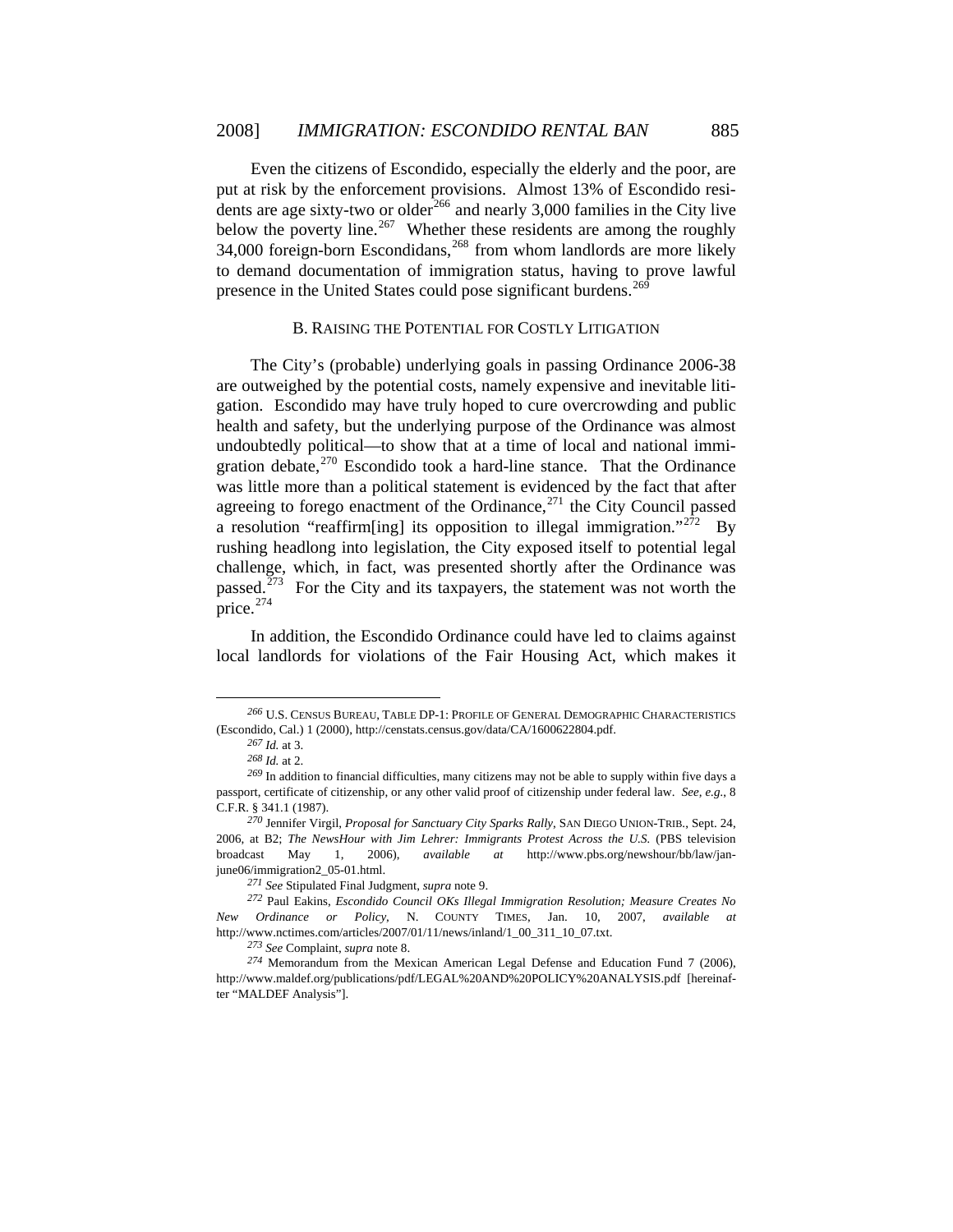Even the citizens of Escondido, especially the elderly and the poor, are put at risk by the enforcement provisions. Almost 13% of Escondido residents are age sixty-two or older[266] and nearly 3,000 families in the City live below the poverty line.[267] Whether these residents are among the roughly 34,000 foreign-born Escondidans,[268] from whom landlords are more likely to demand documentation of immigration status, having to prove lawful presence in the United States could pose significant burdens.[269]

### B. Raising the Potential for Costly Litigation

The City's (probable) underlying goals in passing Ordinance 2006-38 are outweighed by the potential costs, namely expensive and inevitable litigation. Escondido may have truly hoped to cure overcrowding and public health and safety, but the underlying purpose of the Ordinance was almost undoubtedly political—to show that at a time of local and national immigration debate,[270] Escondido took a hard-line stance. That the Ordinance was little more than a political statement is evidenced by the fact that after agreeing to forego enactment of the Ordinance,[271] the City Council passed a resolution "reaffirm[ing] its opposition to illegal immigration."[272] By rushing headlong into legislation, the City exposed itself to potential legal challenge, which, in fact, was presented shortly after the Ordinance was passed.[273] For the City and its taxpayers, the statement was not worth the price.[274]

In addition, the Escondido Ordinance could have led to claims against local landlords for violations of the Fair Housing Act, which makes it

---

[266] U.S. Census Bureau, Table DP-1: Profile of General Demographic Characteristics (Escondido, Cal.) 1 (2000), http://censtats.census.gov/data/CA/1600622804.pdf.

[267] *Id.* at 3.

[268] *Id.* at 2.

[269] In addition to financial difficulties, many citizens may not be able to supply within five days a passport, certificate of citizenship, or any other valid proof of citizenship under federal law. *See, e.g.*, 8 C.F.R. § 341.1 (1987).

[270] Jennifer Virgil, *Proposal for Sanctuary City Sparks Rally*, San Diego Union-Trib., Sept. 24, 2006, at B2; *The NewsHour with Jim Lehrer: Immigrants Protest Across the U.S.* (PBS television broadcast May 1, 2006), *available at* http://www.pbs.org/newshour/bb/law/jan-june06/immigration2_05-01.html.

[271] *See* Stipulated Final Judgment, *supra* note 9.

[272] Paul Eakins, *Escondido Council OKs Illegal Immigration Resolution; Measure Creates No New Ordinance or Policy*, N. County Times, Jan. 10, 2007, *available at* http://www.nctimes.com/articles/2007/01/11/news/inland/1_00_311_10_07.txt.

[273] *See* Complaint, *supra* note 8.

[274] Memorandum from the Mexican American Legal Defense and Education Fund 7 (2006), http://www.maldef.org/publications/pdf/LEGAL%20AND%20POLICY%20ANALYSIS.pdf [hereinafter "MALDEF Analysis"].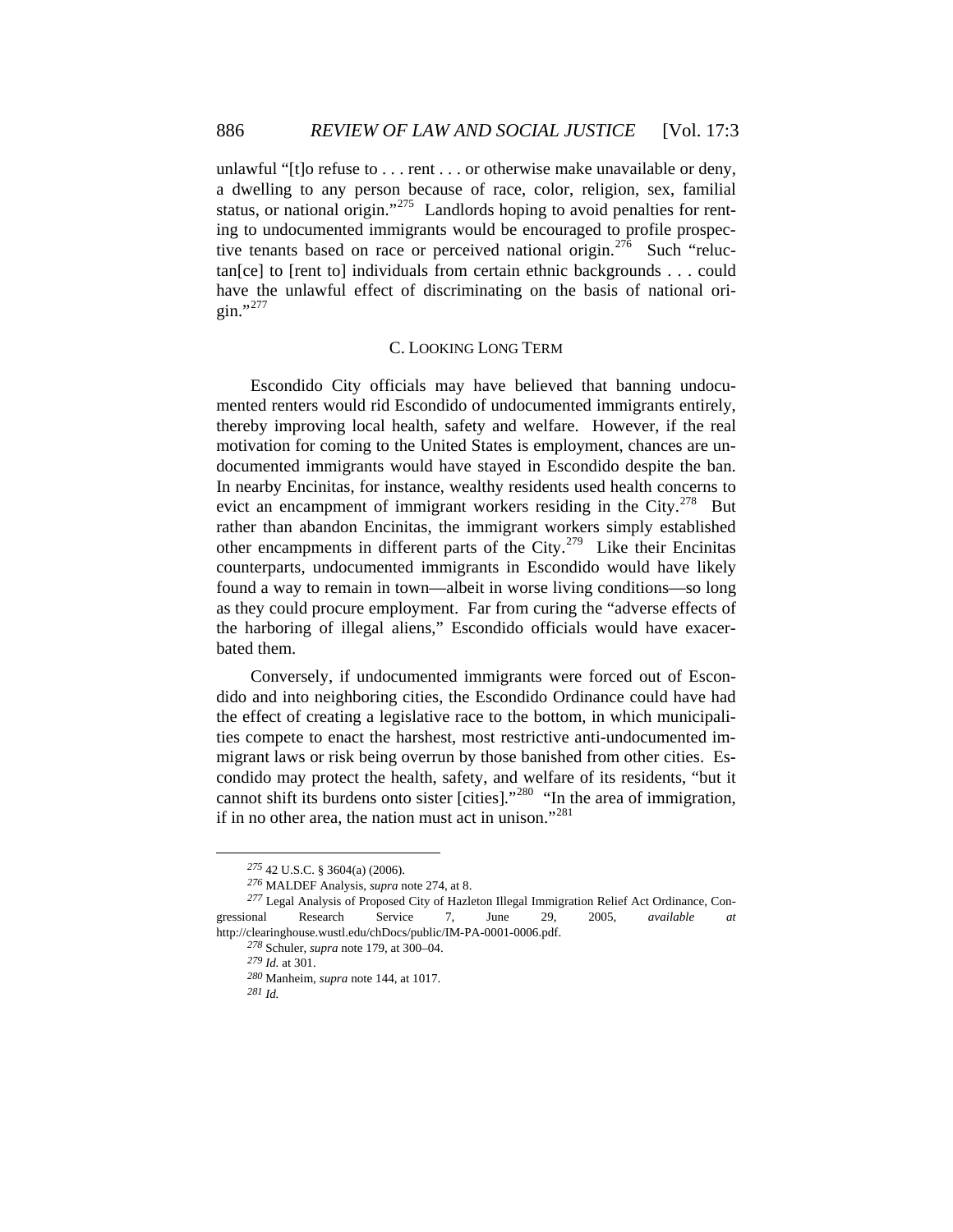unlawful "[t]o refuse to . . . rent . . . or otherwise make unavailable or deny, a dwelling to any person because of race, color, religion, sex, familial status, or national origin."[275] Landlords hoping to avoid penalties for renting to undocumented immigrants would be encouraged to profile prospective tenants based on race or perceived national origin.[276] Such "reluctan[ce] to [rent to] individuals from certain ethnic backgrounds . . . could have the unlawful effect of discriminating on the basis of national origin."[277]

### C. Looking Long Term

Escondido City officials may have believed that banning undocumented renters would rid Escondido of undocumented immigrants entirely, thereby improving local health, safety and welfare. However, if the real motivation for coming to the United States is employment, chances are undocumented immigrants would have stayed in Escondido despite the ban. In nearby Encinitas, for instance, wealthy residents used health concerns to evict an encampment of immigrant workers residing in the City.[278] But rather than abandon Encinitas, the immigrant workers simply established other encampments in different parts of the City.[279] Like their Encinitas counterparts, undocumented immigrants in Escondido would have likely found a way to remain in town—albeit in worse living conditions—so long as they could procure employment. Far from curing the "adverse effects of the harboring of illegal aliens," Escondido officials would have exacerbated them.

Conversely, if undocumented immigrants were forced out of Escondido and into neighboring cities, the Escondido Ordinance could have had the effect of creating a legislative race to the bottom, in which municipalities compete to enact the harshest, most restrictive anti-undocumented immigrant laws or risk being overrun by those banished from other cities. Escondido may protect the health, safety, and welfare of its residents, "but it cannot shift its burdens onto sister [cities]."[280] "In the area of immigration, if in no other area, the nation must act in unison."[281]

---

[275] 42 U.S.C. § 3604(a) (2006).

[276] MALDEF Analysis, *supra* note 274, at 8.

[277] Legal Analysis of Proposed City of Hazleton Illegal Immigration Relief Act Ordinance, Congressional Research Service 7, June 29, 2005, *available at* http://clearinghouse.wustl.edu/chDocs/public/IM-PA-0001-0006.pdf.

[278] Schuler, *supra* note 179, at 300–04.

[279] *Id.* at 301.

[280] Manheim, *supra* note 144, at 1017.

[281] *Id.*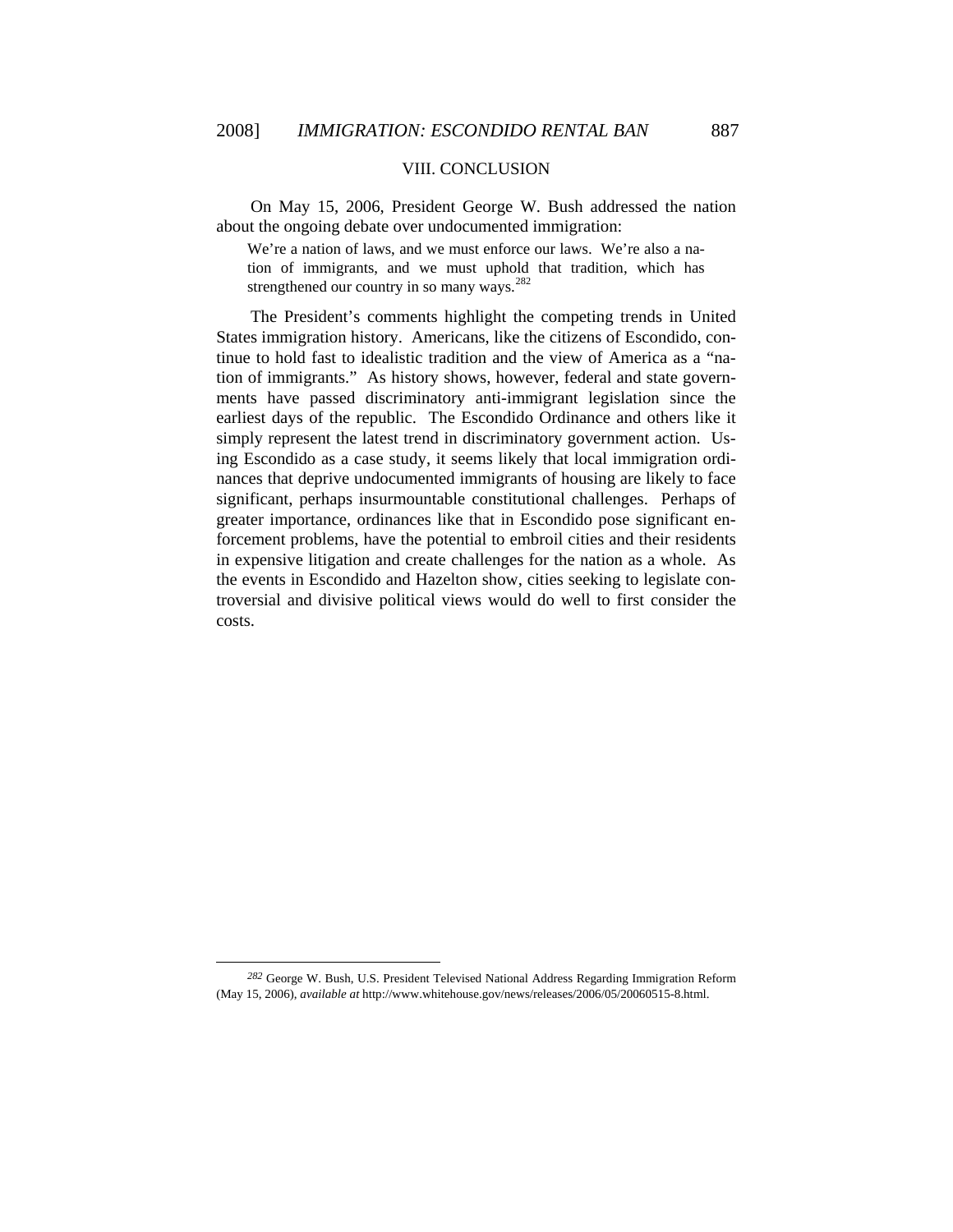## VIII. CONCLUSION

On May 15, 2006, President George W. Bush addressed the nation about the ongoing debate over undocumented immigration:

> We're a nation of laws, and we must enforce our laws. We're also a nation of immigrants, and we must uphold that tradition, which has strengthened our country in so many ways.[282]

The President's comments highlight the competing trends in United States immigration history. Americans, like the citizens of Escondido, continue to hold fast to idealistic tradition and the view of America as a "nation of immigrants." As history shows, however, federal and state governments have passed discriminatory anti-immigrant legislation since the earliest days of the republic. The Escondido Ordinance and others like it simply represent the latest trend in discriminatory government action. Using Escondido as a case study, it seems likely that local immigration ordinances that deprive undocumented immigrants of housing are likely to face significant, perhaps insurmountable constitutional challenges. Perhaps of greater importance, ordinances like that in Escondido pose significant enforcement problems, have the potential to embroil cities and their residents in expensive litigation and create challenges for the nation as a whole. As the events in Escondido and Hazelton show, cities seeking to legislate controversial and divisive political views would do well to first consider the costs.

---

[282] George W. Bush, U.S. President Televised National Address Regarding Immigration Reform (May 15, 2006), *available at* http://www.whitehouse.gov/news/releases/2006/05/20060515-8.html.